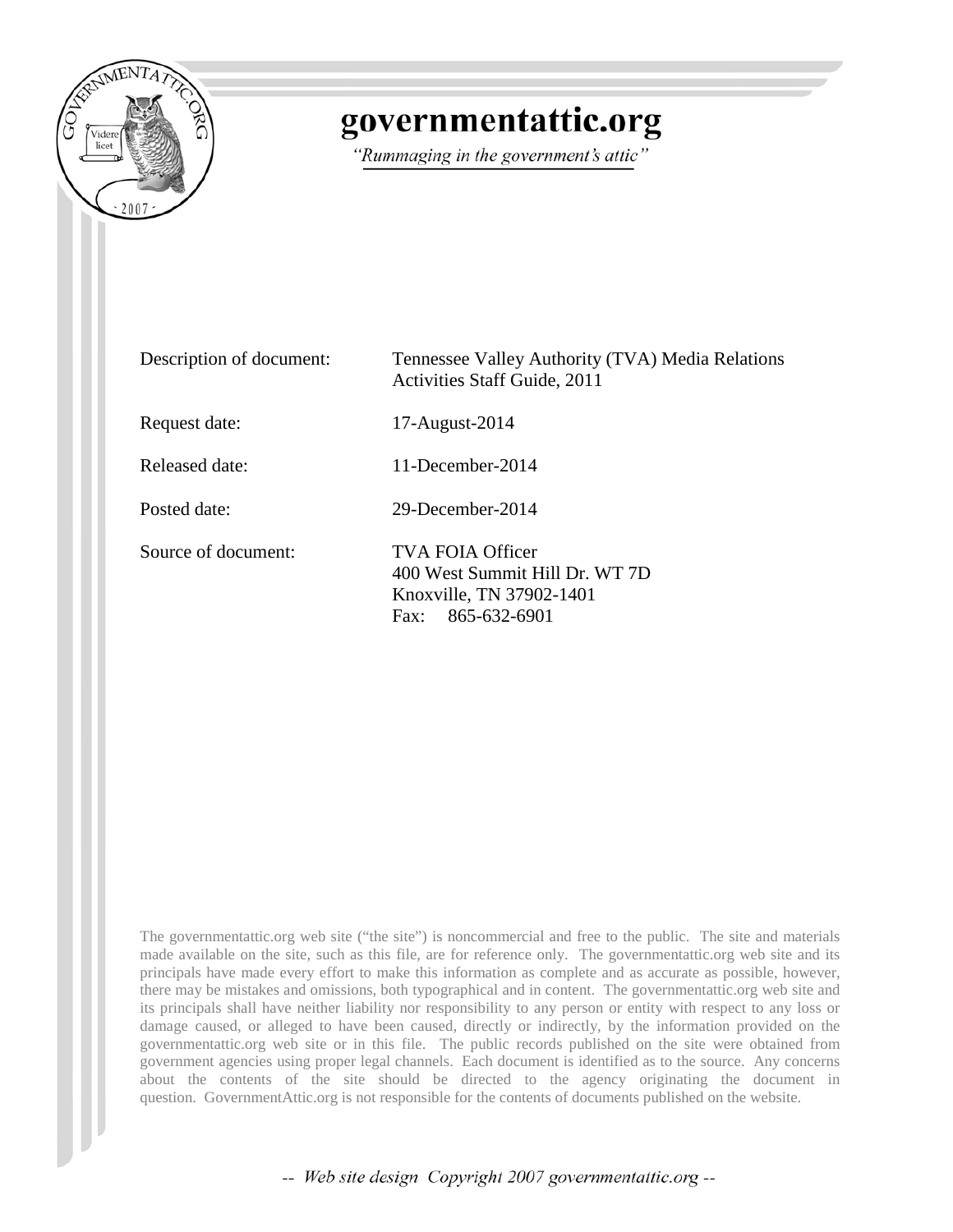# governmentattic.org

*"Rummaging in the government's attic"*

| | |
|---|---|
| Description of document: | Tennessee Valley Authority (TVA) Media Relations Activities Staff Guide, 2011 |
| Request date: | 17-August-2014 |
| Released date: | 11-December-2014 |
| Posted date: | 29-December-2014 |
| Source of document: | TVA FOIA Officer<br>400 West Summit Hill Dr. WT 7D<br>Knoxville, TN 37902-1401<br>Fax: 865-632-6901 |

The governmentattic.org web site ("the site") is noncommercial and free to the public. The site and materials made available on the site, such as this file, are for reference only. The governmentattic.org web site and its principals have made every effort to make this information as complete and as accurate as possible, however, there may be mistakes and omissions, both typographical and in content. The governmentattic.org web site and its principals shall have neither liability nor responsibility to any person or entity with respect to any loss or damage caused, or alleged to have been caused, directly or indirectly, by the information provided on the governmentattic.org web site or in this file. The public records published on the site were obtained from government agencies using proper legal channels. Each document is identified as to the source. Any concerns about the contents of the site should be directed to the agency originating the document in question. GovernmentAttic.org is not responsible for the contents of documents published on the website.

*-- Web site design Copyright 2007 governmentattic.org --*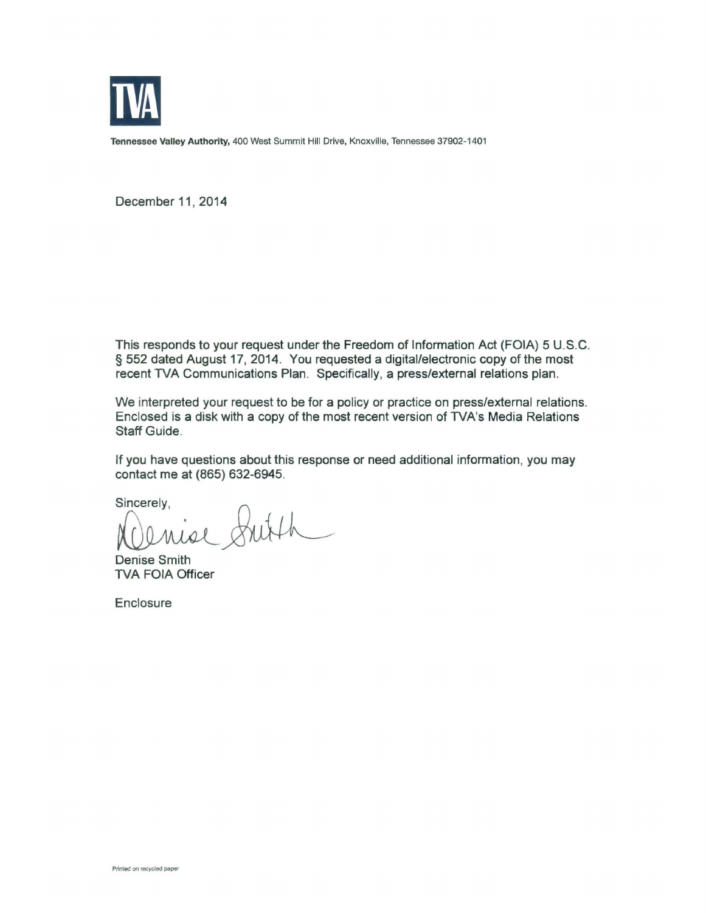TVA

**Tennessee Valley Authority,** 400 West Summit Hill Drive, Knoxville, Tennessee 37902-1401

December 11, 2014

This responds to your request under the Freedom of Information Act (FOIA) 5 U.S.C. § 552 dated August 17, 2014. You requested a digital/electronic copy of the most recent TVA Communications Plan. Specifically, a press/external relations plan.

We interpreted your request to be for a policy or practice on press/external relations. Enclosed is a disk with a copy of the most recent version of TVA's Media Relations Staff Guide.

If you have questions about this response or need additional information, you may contact me at (865) 632-6945.

Sincerely,

Denise Smith
TVA FOIA Officer

Enclosure

Printed on recycled paper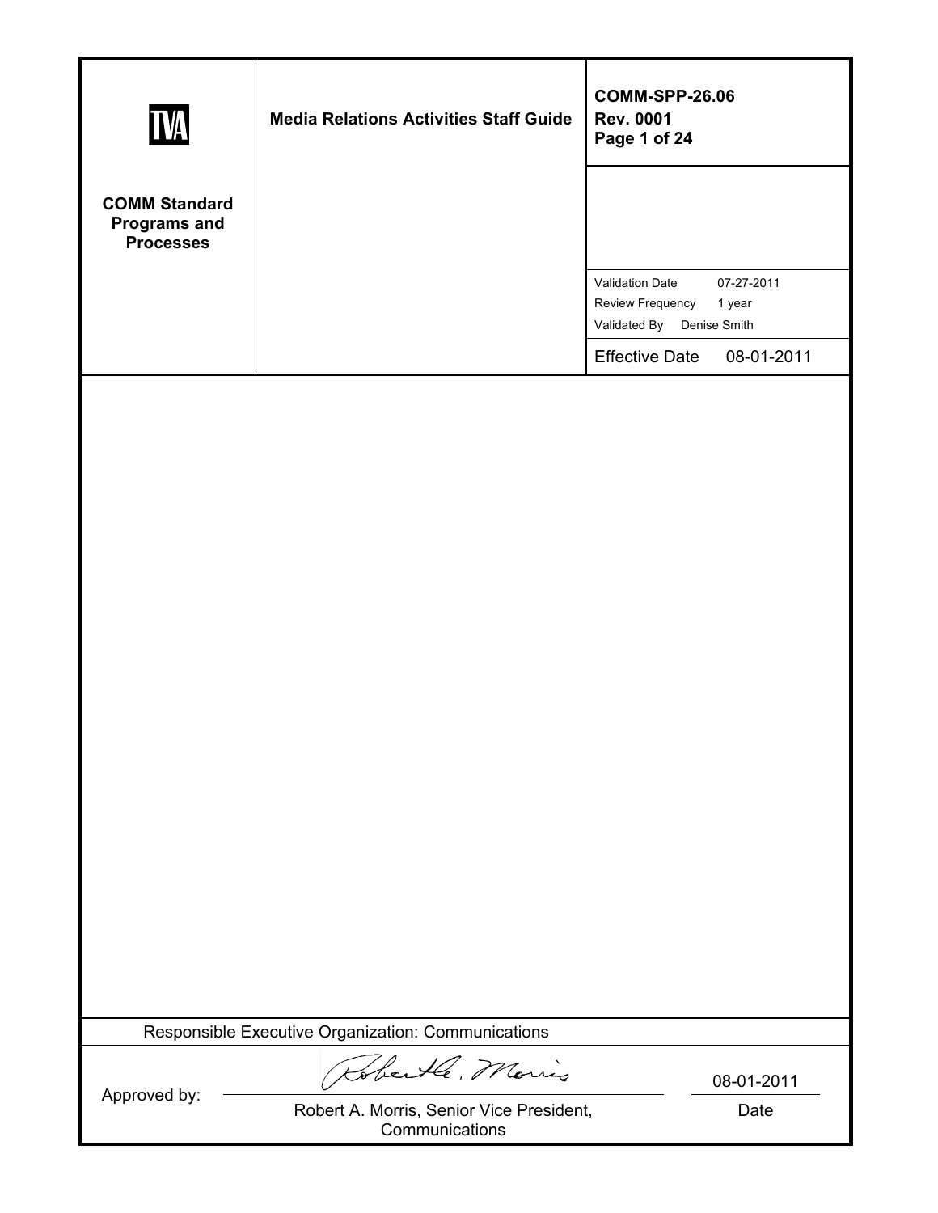| TVA<br><br>**COMM Standard Programs and Processes** | **Media Relations Activities Staff Guide** | **COMM-SPP-26.06**<br>**Rev. 0001**<br>**Page 1 of 24** |
|---|---|---|
| | | |
| | | Validation Date 07-27-2011<br>Review Frequency 1 year<br>Validated By Denise Smith |
| | | Effective Date 08-01-2011 |

Responsible Executive Organization: Communications

| Approved by: | Robert A. Morris, Senior Vice President, Communications | 08-01-2011<br>Date |
|---|---|---|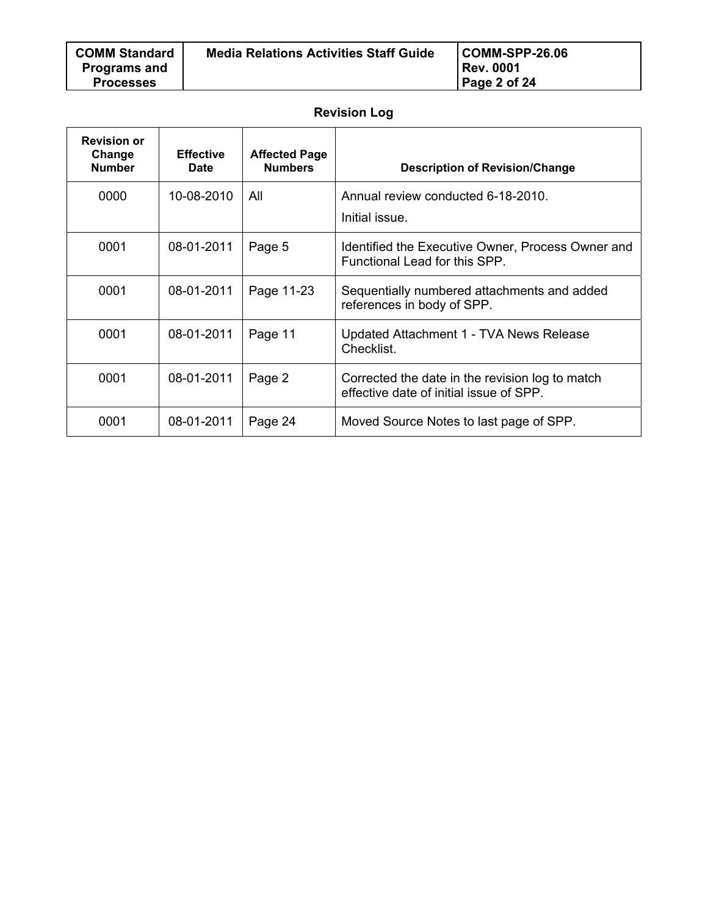## Revision Log

| Revision or Change Number | Effective Date | Affected Page Numbers | Description of Revision/Change |
|---|---|---|---|
| 0000 | 10-08-2010 | All | Annual review conducted 6-18-2010.<br>Initial issue. |
| 0001 | 08-01-2011 | Page 5 | Identified the Executive Owner, Process Owner and Functional Lead for this SPP. |
| 0001 | 08-01-2011 | Page 11-23 | Sequentially numbered attachments and added references in body of SPP. |
| 0001 | 08-01-2011 | Page 11 | Updated Attachment 1 - TVA News Release Checklist. |
| 0001 | 08-01-2011 | Page 2 | Corrected the date in the revision log to match effective date of initial issue of SPP. |
| 0001 | 08-01-2011 | Page 24 | Moved Source Notes to last page of SPP. |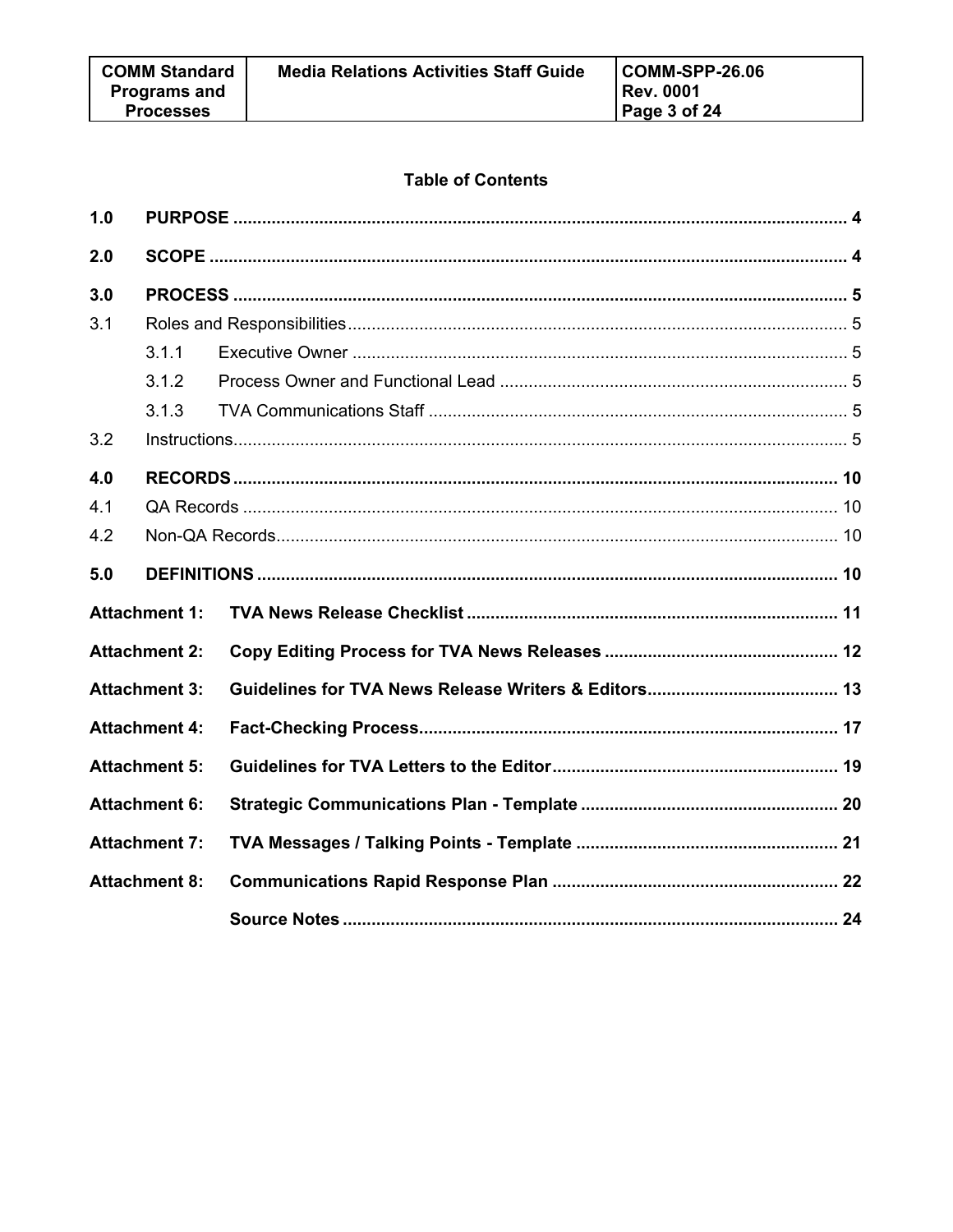## Table of Contents

| | | | |
|---|---|---|---|
| **1.0** | **PURPOSE** | | **4** |
| **2.0** | **SCOPE** | | **4** |
| **3.0** | **PROCESS** | | **5** |
| 3.1 | Roles and Responsibilities | | 5 |
| | 3.1.1 | Executive Owner | 5 |
| | 3.1.2 | Process Owner and Functional Lead | 5 |
| | 3.1.3 | TVA Communications Staff | 5 |
| 3.2 | Instructions | | 5 |
| **4.0** | **RECORDS** | | **10** |
| 4.1 | QA Records | | 10 |
| 4.2 | Non-QA Records | | 10 |
| **5.0** | **DEFINITIONS** | | **10** |
| **Attachment 1:** | **TVA News Release Checklist** | | **11** |
| **Attachment 2:** | **Copy Editing Process for TVA News Releases** | | **12** |
| **Attachment 3:** | **Guidelines for TVA News Release Writers & Editors** | | **13** |
| **Attachment 4:** | **Fact-Checking Process** | | **17** |
| **Attachment 5:** | **Guidelines for TVA Letters to the Editor** | | **19** |
| **Attachment 6:** | **Strategic Communications Plan - Template** | | **20** |
| **Attachment 7:** | **TVA Messages / Talking Points - Template** | | **21** |
| **Attachment 8:** | **Communications Rapid Response Plan** | | **22** |
| | **Source Notes** | | **24** |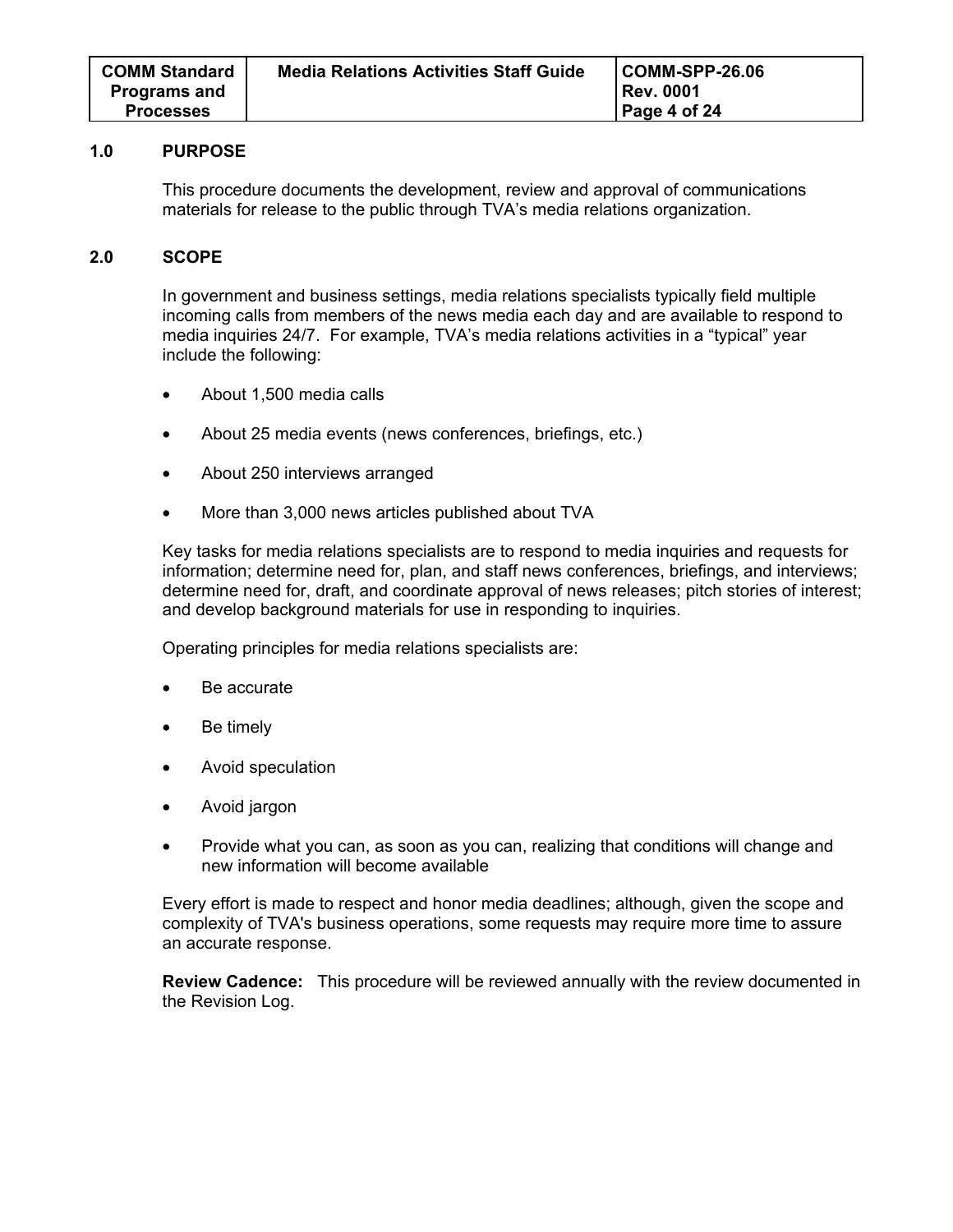## 1.0 PURPOSE

This procedure documents the development, review and approval of communications materials for release to the public through TVA's media relations organization.

## 2.0 SCOPE

In government and business settings, media relations specialists typically field multiple incoming calls from members of the news media each day and are available to respond to media inquiries 24/7. For example, TVA's media relations activities in a "typical" year include the following:

- About 1,500 media calls
- About 25 media events (news conferences, briefings, etc.)
- About 250 interviews arranged
- More than 3,000 news articles published about TVA

Key tasks for media relations specialists are to respond to media inquiries and requests for information; determine need for, plan, and staff news conferences, briefings, and interviews; determine need for, draft, and coordinate approval of news releases; pitch stories of interest; and develop background materials for use in responding to inquiries.

Operating principles for media relations specialists are:

- Be accurate
- Be timely
- Avoid speculation
- Avoid jargon
- Provide what you can, as soon as you can, realizing that conditions will change and new information will become available

Every effort is made to respect and honor media deadlines; although, given the scope and complexity of TVA's business operations, some requests may require more time to assure an accurate response.

**Review Cadence:** This procedure will be reviewed annually with the review documented in the Revision Log.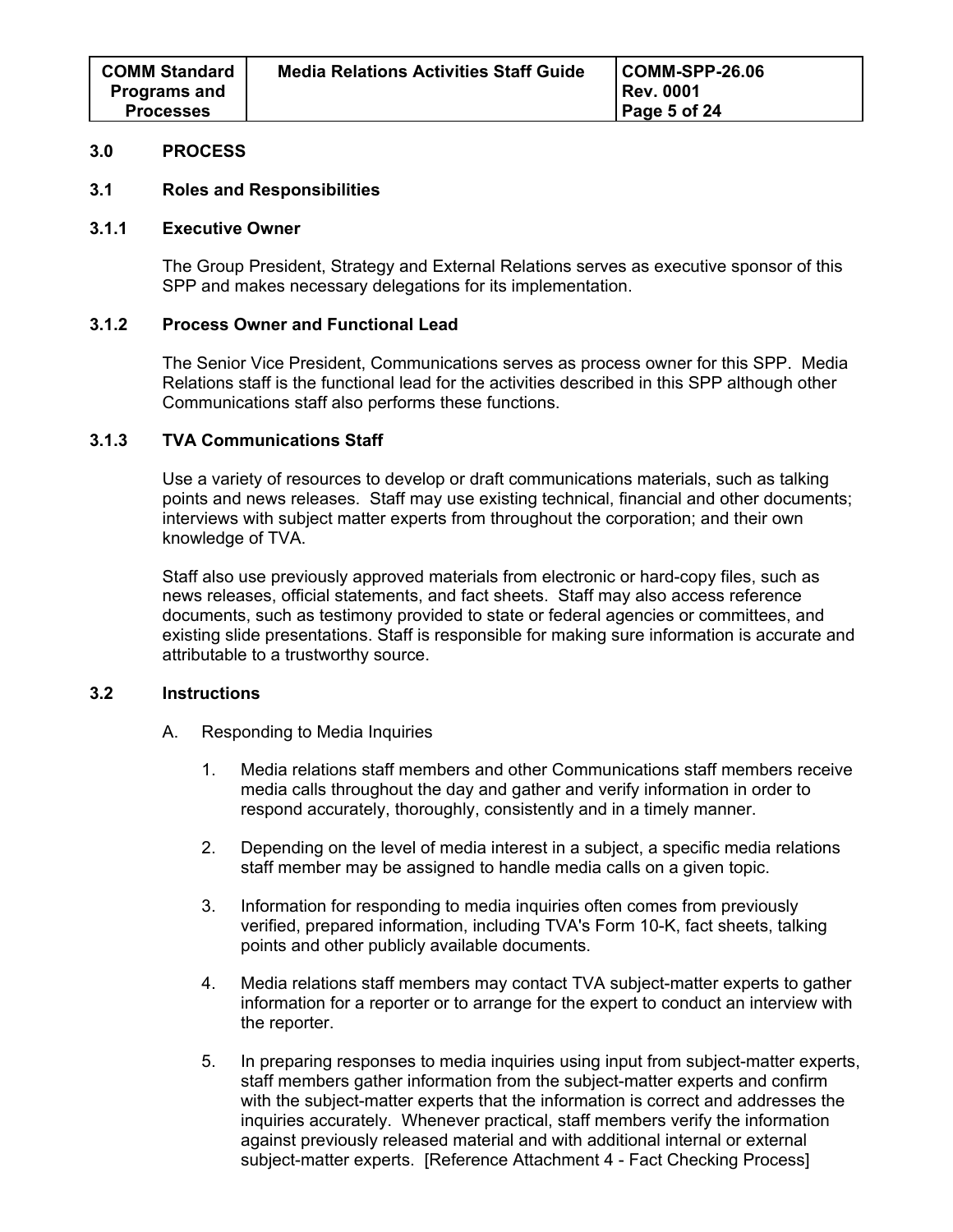## 3.0 PROCESS

### 3.1 Roles and Responsibilities

#### 3.1.1 Executive Owner

The Group President, Strategy and External Relations serves as executive sponsor of this SPP and makes necessary delegations for its implementation.

#### 3.1.2 Process Owner and Functional Lead

The Senior Vice President, Communications serves as process owner for this SPP. Media Relations staff is the functional lead for the activities described in this SPP although other Communications staff also performs these functions.

#### 3.1.3 TVA Communications Staff

Use a variety of resources to develop or draft communications materials, such as talking points and news releases. Staff may use existing technical, financial and other documents; interviews with subject matter experts from throughout the corporation; and their own knowledge of TVA.

Staff also use previously approved materials from electronic or hard-copy files, such as news releases, official statements, and fact sheets. Staff may also access reference documents, such as testimony provided to state or federal agencies or committees, and existing slide presentations. Staff is responsible for making sure information is accurate and attributable to a trustworthy source.

### 3.2 Instructions

A. Responding to Media Inquiries

1. Media relations staff members and other Communications staff members receive media calls throughout the day and gather and verify information in order to respond accurately, thoroughly, consistently and in a timely manner.
2. Depending on the level of media interest in a subject, a specific media relations staff member may be assigned to handle media calls on a given topic.
3. Information for responding to media inquiries often comes from previously verified, prepared information, including TVA's Form 10-K, fact sheets, talking points and other publicly available documents.
4. Media relations staff members may contact TVA subject-matter experts to gather information for a reporter or to arrange for the expert to conduct an interview with the reporter.
5. In preparing responses to media inquiries using input from subject-matter experts, staff members gather information from the subject-matter experts and confirm with the subject-matter experts that the information is correct and addresses the inquiries accurately. Whenever practical, staff members verify the information against previously released material and with additional internal or external subject-matter experts. [Reference Attachment 4 - Fact Checking Process]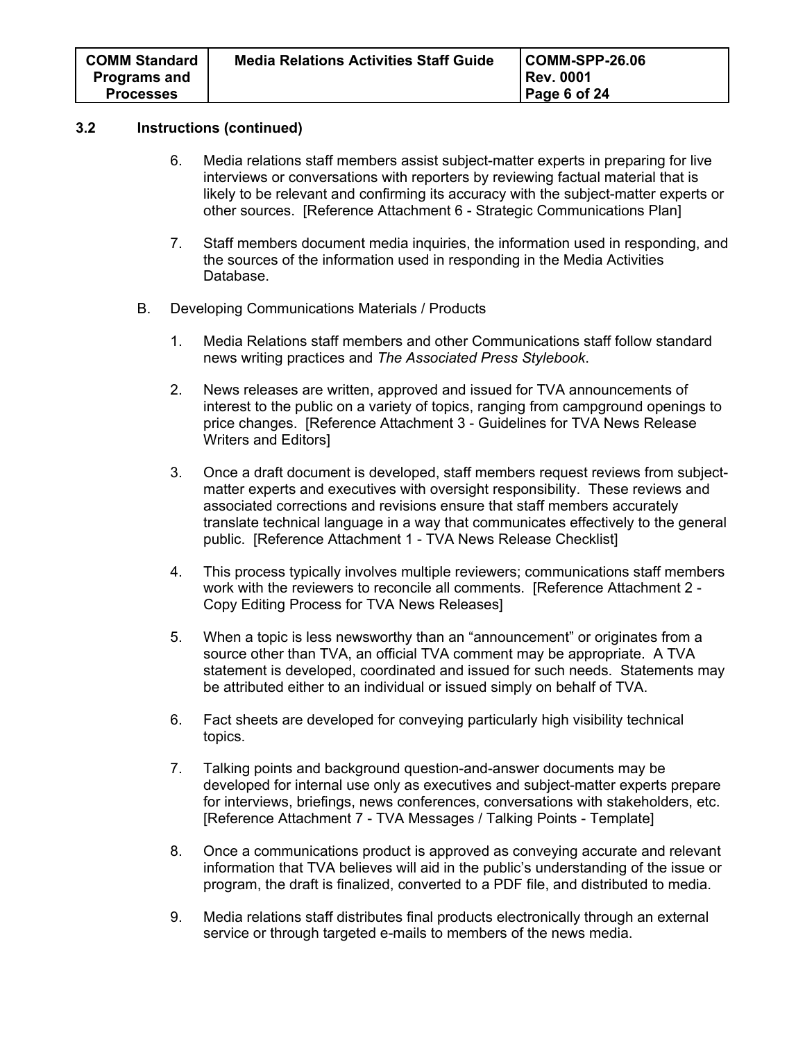### 3.2 Instructions (continued)

6. Media relations staff members assist subject-matter experts in preparing for live interviews or conversations with reporters by reviewing factual material that is likely to be relevant and confirming its accuracy with the subject-matter experts or other sources. [Reference Attachment 6 - Strategic Communications Plan]

7. Staff members document media inquiries, the information used in responding, and the sources of the information used in responding in the Media Activities Database.

B. Developing Communications Materials / Products

1. Media Relations staff members and other Communications staff follow standard news writing practices and *The Associated Press Stylebook*.

2. News releases are written, approved and issued for TVA announcements of interest to the public on a variety of topics, ranging from campground openings to price changes. [Reference Attachment 3 - Guidelines for TVA News Release Writers and Editors]

3. Once a draft document is developed, staff members request reviews from subject-matter experts and executives with oversight responsibility. These reviews and associated corrections and revisions ensure that staff members accurately translate technical language in a way that communicates effectively to the general public. [Reference Attachment 1 - TVA News Release Checklist]

4. This process typically involves multiple reviewers; communications staff members work with the reviewers to reconcile all comments. [Reference Attachment 2 - Copy Editing Process for TVA News Releases]

5. When a topic is less newsworthy than an “announcement” or originates from a source other than TVA, an official TVA comment may be appropriate. A TVA statement is developed, coordinated and issued for such needs. Statements may be attributed either to an individual or issued simply on behalf of TVA.

6. Fact sheets are developed for conveying particularly high visibility technical topics.

7. Talking points and background question-and-answer documents may be developed for internal use only as executives and subject-matter experts prepare for interviews, briefings, news conferences, conversations with stakeholders, etc. [Reference Attachment 7 - TVA Messages / Talking Points - Template]

8. Once a communications product is approved as conveying accurate and relevant information that TVA believes will aid in the public’s understanding of the issue or program, the draft is finalized, converted to a PDF file, and distributed to media.

9. Media relations staff distributes final products electronically through an external service or through targeted e-mails to members of the news media.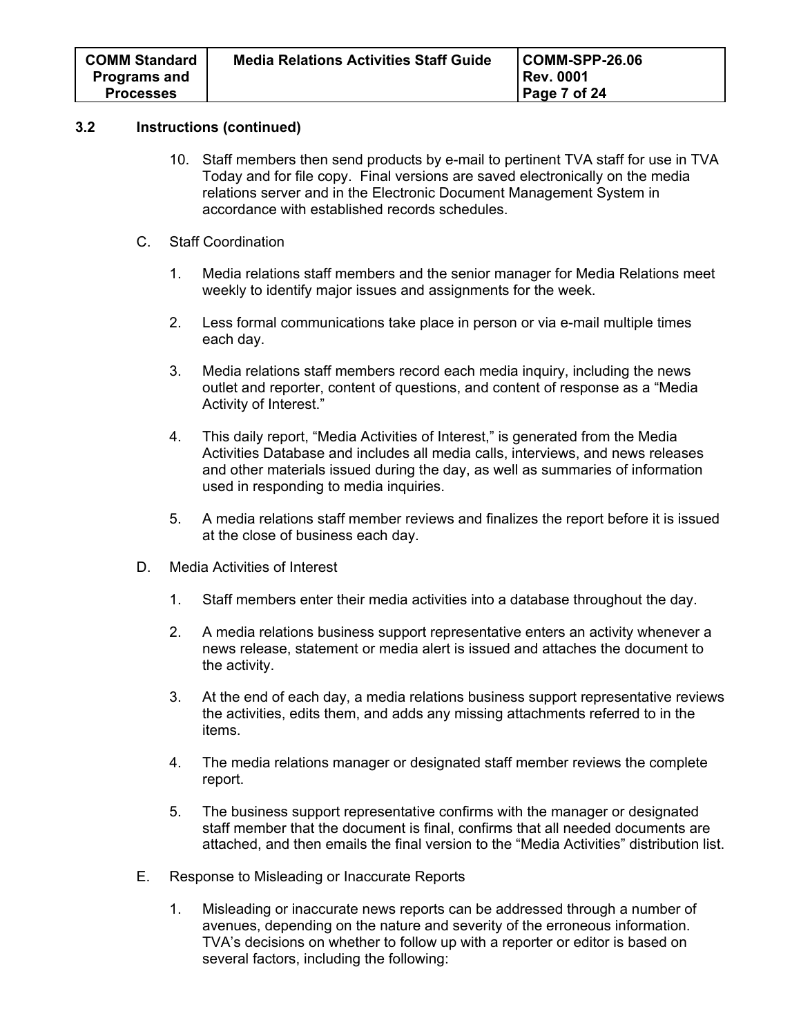### 3.2 Instructions (continued)

10. Staff members then send products by e-mail to pertinent TVA staff for use in TVA Today and for file copy. Final versions are saved electronically on the media relations server and in the Electronic Document Management System in accordance with established records schedules.

C. Staff Coordination

1. Media relations staff members and the senior manager for Media Relations meet weekly to identify major issues and assignments for the week.
2. Less formal communications take place in person or via e-mail multiple times each day.
3. Media relations staff members record each media inquiry, including the news outlet and reporter, content of questions, and content of response as a "Media Activity of Interest."
4. This daily report, "Media Activities of Interest," is generated from the Media Activities Database and includes all media calls, interviews, and news releases and other materials issued during the day, as well as summaries of information used in responding to media inquiries.
5. A media relations staff member reviews and finalizes the report before it is issued at the close of business each day.

D. Media Activities of Interest

1. Staff members enter their media activities into a database throughout the day.
2. A media relations business support representative enters an activity whenever a news release, statement or media alert is issued and attaches the document to the activity.
3. At the end of each day, a media relations business support representative reviews the activities, edits them, and adds any missing attachments referred to in the items.
4. The media relations manager or designated staff member reviews the complete report.
5. The business support representative confirms with the manager or designated staff member that the document is final, confirms that all needed documents are attached, and then emails the final version to the "Media Activities" distribution list.

E. Response to Misleading or Inaccurate Reports

1. Misleading or inaccurate news reports can be addressed through a number of avenues, depending on the nature and severity of the erroneous information. TVA's decisions on whether to follow up with a reporter or editor is based on several factors, including the following: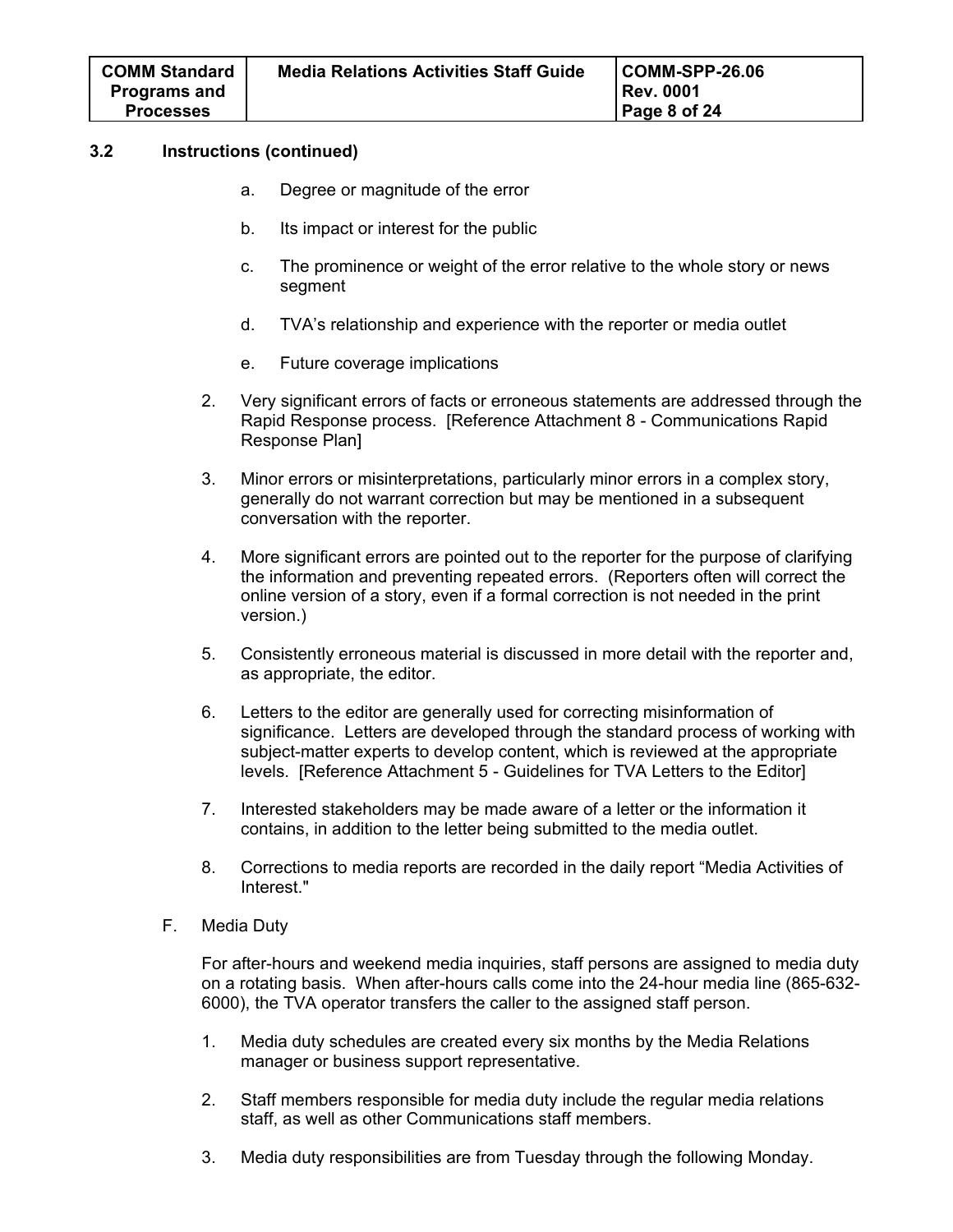### 3.2 Instructions (continued)

a. Degree or magnitude of the error

b. Its impact or interest for the public

c. The prominence or weight of the error relative to the whole story or news segment

d. TVA's relationship and experience with the reporter or media outlet

e. Future coverage implications

2. Very significant errors of facts or erroneous statements are addressed through the Rapid Response process. [Reference Attachment 8 - Communications Rapid Response Plan]

3. Minor errors or misinterpretations, particularly minor errors in a complex story, generally do not warrant correction but may be mentioned in a subsequent conversation with the reporter.

4. More significant errors are pointed out to the reporter for the purpose of clarifying the information and preventing repeated errors. (Reporters often will correct the online version of a story, even if a formal correction is not needed in the print version.)

5. Consistently erroneous material is discussed in more detail with the reporter and, as appropriate, the editor.

6. Letters to the editor are generally used for correcting misinformation of significance. Letters are developed through the standard process of working with subject-matter experts to develop content, which is reviewed at the appropriate levels. [Reference Attachment 5 - Guidelines for TVA Letters to the Editor]

7. Interested stakeholders may be made aware of a letter or the information it contains, in addition to the letter being submitted to the media outlet.

8. Corrections to media reports are recorded in the daily report "Media Activities of Interest."

F. Media Duty

For after-hours and weekend media inquiries, staff persons are assigned to media duty on a rotating basis. When after-hours calls come into the 24-hour media line (865-632-6000), the TVA operator transfers the caller to the assigned staff person.

1. Media duty schedules are created every six months by the Media Relations manager or business support representative.

2. Staff members responsible for media duty include the regular media relations staff, as well as other Communications staff members.

3. Media duty responsibilities are from Tuesday through the following Monday.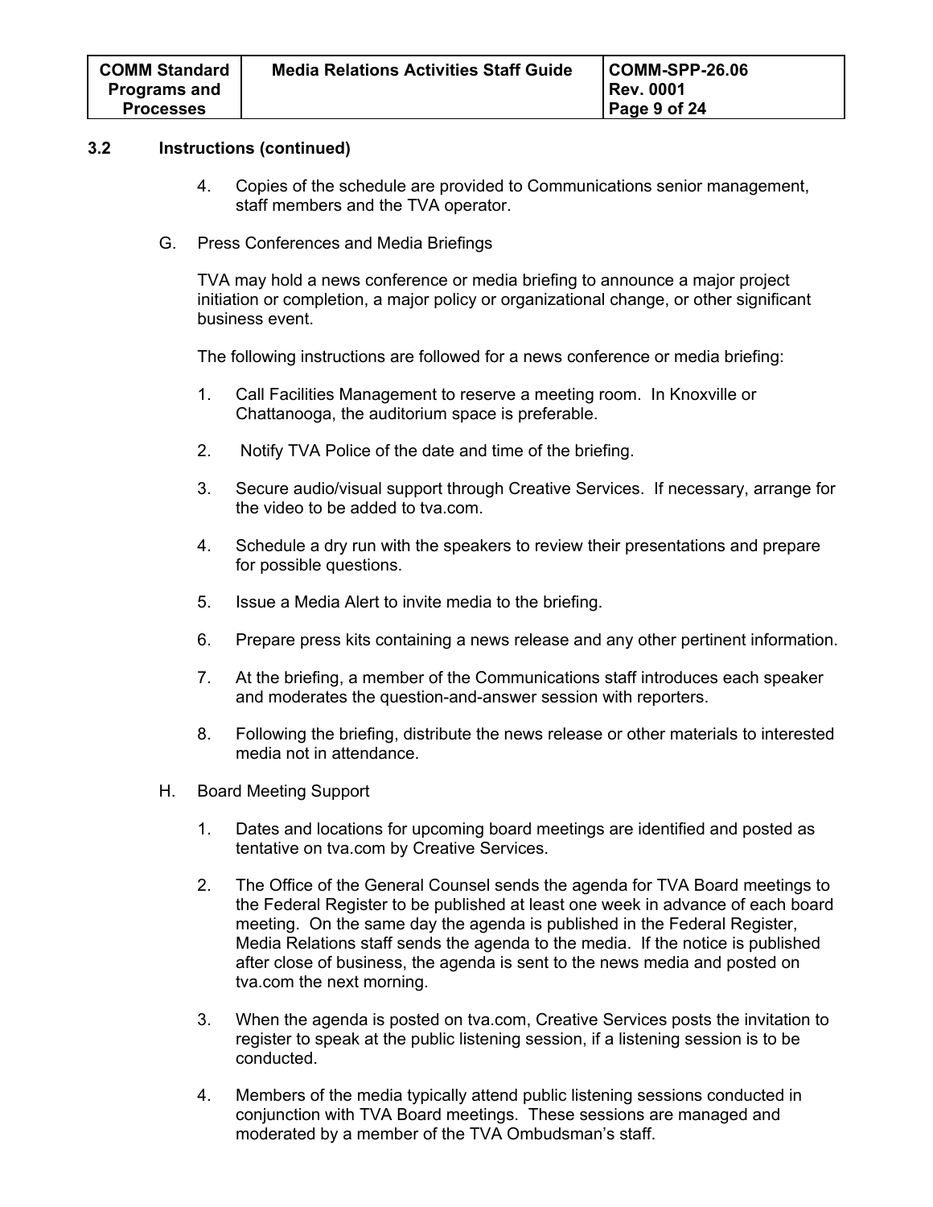### 3.2 Instructions (continued)

4. Copies of the schedule are provided to Communications senior management, staff members and the TVA operator.

G. Press Conferences and Media Briefings

TVA may hold a news conference or media briefing to announce a major project initiation or completion, a major policy or organizational change, or other significant business event.

The following instructions are followed for a news conference or media briefing:

1. Call Facilities Management to reserve a meeting room. In Knoxville or Chattanooga, the auditorium space is preferable.
2. Notify TVA Police of the date and time of the briefing.
3. Secure audio/visual support through Creative Services. If necessary, arrange for the video to be added to tva.com.
4. Schedule a dry run with the speakers to review their presentations and prepare for possible questions.
5. Issue a Media Alert to invite media to the briefing.
6. Prepare press kits containing a news release and any other pertinent information.
7. At the briefing, a member of the Communications staff introduces each speaker and moderates the question-and-answer session with reporters.
8. Following the briefing, distribute the news release or other materials to interested media not in attendance.

H. Board Meeting Support

1. Dates and locations for upcoming board meetings are identified and posted as tentative on tva.com by Creative Services.
2. The Office of the General Counsel sends the agenda for TVA Board meetings to the Federal Register to be published at least one week in advance of each board meeting. On the same day the agenda is published in the Federal Register, Media Relations staff sends the agenda to the media. If the notice is published after close of business, the agenda is sent to the news media and posted on tva.com the next morning.
3. When the agenda is posted on tva.com, Creative Services posts the invitation to register to speak at the public listening session, if a listening session is to be conducted.
4. Members of the media typically attend public listening sessions conducted in conjunction with TVA Board meetings. These sessions are managed and moderated by a member of the TVA Ombudsman's staff.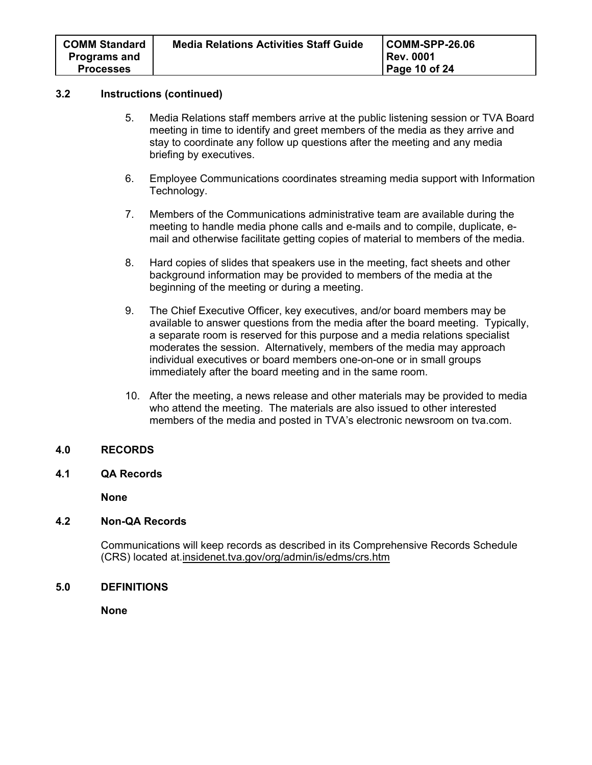### 3.2 Instructions (continued)

5. Media Relations staff members arrive at the public listening session or TVA Board meeting in time to identify and greet members of the media as they arrive and stay to coordinate any follow up questions after the meeting and any media briefing by executives.

6. Employee Communications coordinates streaming media support with Information Technology.

7. Members of the Communications administrative team are available during the meeting to handle media phone calls and e-mails and to compile, duplicate, e-mail and otherwise facilitate getting copies of material to members of the media.

8. Hard copies of slides that speakers use in the meeting, fact sheets and other background information may be provided to members of the media at the beginning of the meeting or during a meeting.

9. The Chief Executive Officer, key executives, and/or board members may be available to answer questions from the media after the board meeting. Typically, a separate room is reserved for this purpose and a media relations specialist moderates the session. Alternatively, members of the media may approach individual executives or board members one-on-one or in small groups immediately after the board meeting and in the same room.

10. After the meeting, a news release and other materials may be provided to media who attend the meeting. The materials are also issued to other interested members of the media and posted in TVA's electronic newsroom on tva.com.

## 4.0 RECORDS

### 4.1 QA Records

**None**

### 4.2 Non-QA Records

Communications will keep records as described in its Comprehensive Records Schedule (CRS) located at.insidenet.tva.gov/org/admin/is/edms/crs.htm

## 5.0 DEFINITIONS

**None**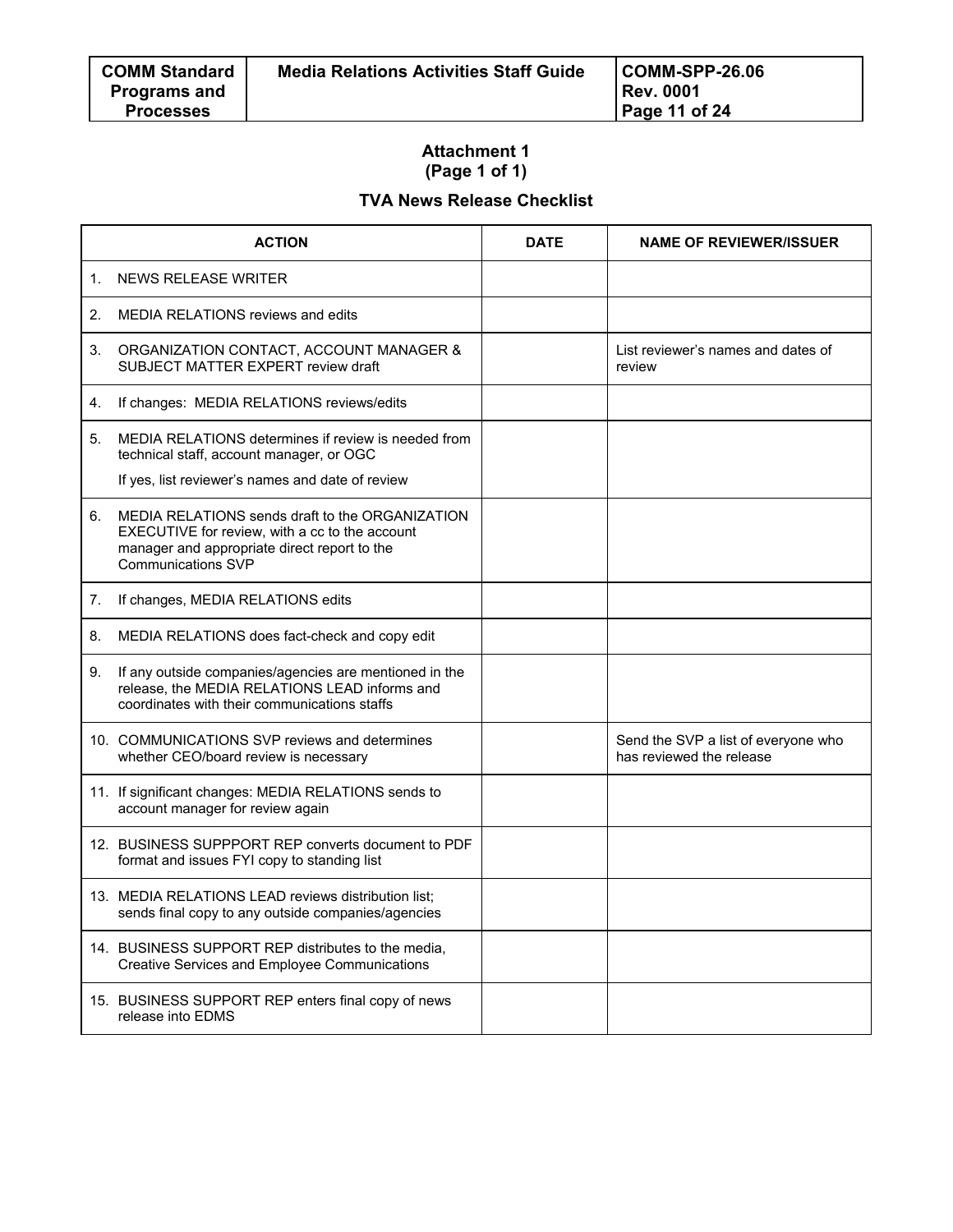## Attachment 1
**(Page 1 of 1)**

### TVA News Release Checklist

| ACTION | DATE | NAME OF REVIEWER/ISSUER |
|---|---|---|
| 1. NEWS RELEASE WRITER | | |
| 2. MEDIA RELATIONS reviews and edits | | |
| 3. ORGANIZATION CONTACT, ACCOUNT MANAGER & SUBJECT MATTER EXPERT review draft | | List reviewer's names and dates of review |
| 4. If changes: MEDIA RELATIONS reviews/edits | | |
| 5. MEDIA RELATIONS determines if review is needed from technical staff, account manager, or OGC<br>If yes, list reviewer's names and date of review | | |
| 6. MEDIA RELATIONS sends draft to the ORGANIZATION EXECUTIVE for review, with a cc to the account manager and appropriate direct report to the Communications SVP | | |
| 7. If changes, MEDIA RELATIONS edits | | |
| 8. MEDIA RELATIONS does fact-check and copy edit | | |
| 9. If any outside companies/agencies are mentioned in the release, the MEDIA RELATIONS LEAD informs and coordinates with their communications staffs | | |
| 10. COMMUNICATIONS SVP reviews and determines whether CEO/board review is necessary | | Send the SVP a list of everyone who has reviewed the release |
| 11. If significant changes: MEDIA RELATIONS sends to account manager for review again | | |
| 12. BUSINESS SUPPPORT REP converts document to PDF format and issues FYI copy to standing list | | |
| 13. MEDIA RELATIONS LEAD reviews distribution list; sends final copy to any outside companies/agencies | | |
| 14. BUSINESS SUPPORT REP distributes to the media, Creative Services and Employee Communications | | |
| 15. BUSINESS SUPPORT REP enters final copy of news release into EDMS | | |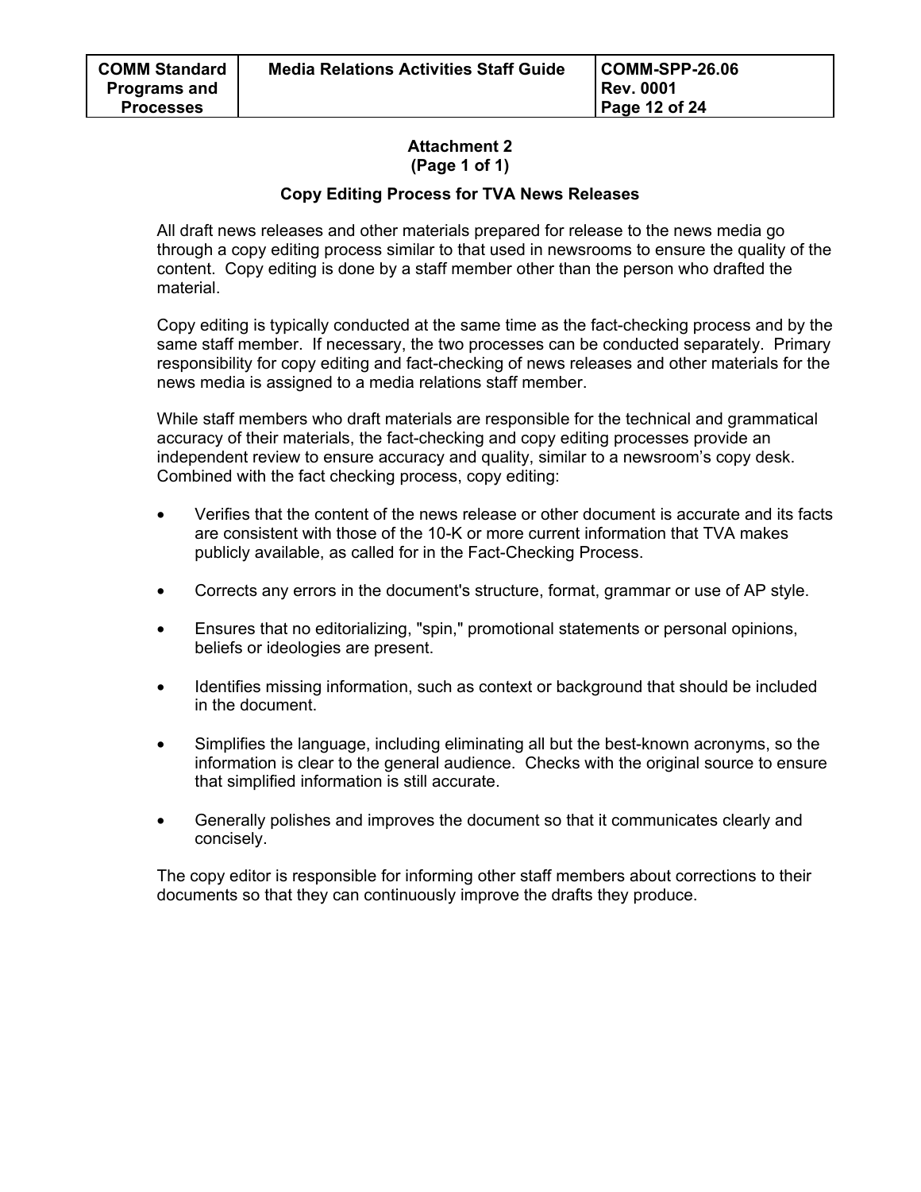## Attachment 2
### (Page 1 of 1)

### Copy Editing Process for TVA News Releases

All draft news releases and other materials prepared for release to the news media go through a copy editing process similar to that used in newsrooms to ensure the quality of the content. Copy editing is done by a staff member other than the person who drafted the material.

Copy editing is typically conducted at the same time as the fact-checking process and by the same staff member. If necessary, the two processes can be conducted separately. Primary responsibility for copy editing and fact-checking of news releases and other materials for the news media is assigned to a media relations staff member.

While staff members who draft materials are responsible for the technical and grammatical accuracy of their materials, the fact-checking and copy editing processes provide an independent review to ensure accuracy and quality, similar to a newsroom's copy desk. Combined with the fact checking process, copy editing:

- Verifies that the content of the news release or other document is accurate and its facts are consistent with those of the 10-K or more current information that TVA makes publicly available, as called for in the Fact-Checking Process.
- Corrects any errors in the document's structure, format, grammar or use of AP style.
- Ensures that no editorializing, "spin," promotional statements or personal opinions, beliefs or ideologies are present.
- Identifies missing information, such as context or background that should be included in the document.
- Simplifies the language, including eliminating all but the best-known acronyms, so the information is clear to the general audience. Checks with the original source to ensure that simplified information is still accurate.
- Generally polishes and improves the document so that it communicates clearly and concisely.

The copy editor is responsible for informing other staff members about corrections to their documents so that they can continuously improve the drafts they produce.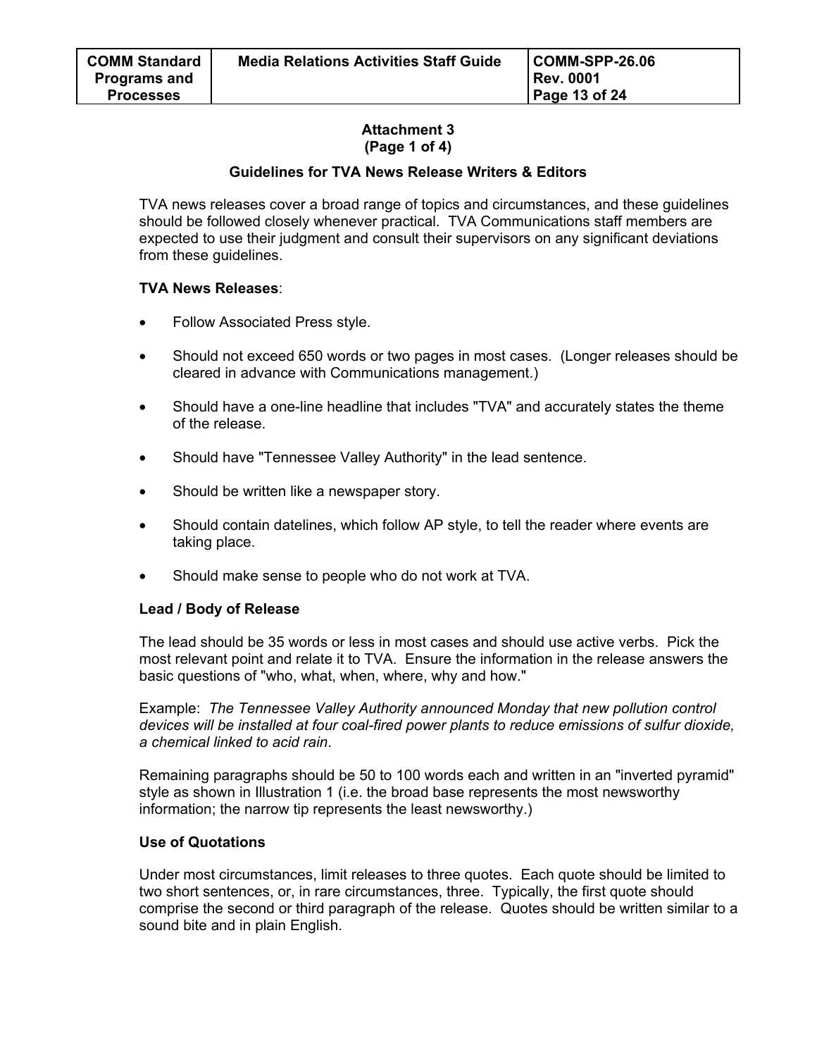**Attachment 3**
**(Page 1 of 4)**

### Guidelines for TVA News Release Writers & Editors

TVA news releases cover a broad range of topics and circumstances, and these guidelines should be followed closely whenever practical. TVA Communications staff members are expected to use their judgment and consult their supervisors on any significant deviations from these guidelines.

**TVA News Releases**:

- Follow Associated Press style.
- Should not exceed 650 words or two pages in most cases. (Longer releases should be cleared in advance with Communications management.)
- Should have a one-line headline that includes "TVA" and accurately states the theme of the release.
- Should have "Tennessee Valley Authority" in the lead sentence.
- Should be written like a newspaper story.
- Should contain datelines, which follow AP style, to tell the reader where events are taking place.
- Should make sense to people who do not work at TVA.

**Lead / Body of Release**

The lead should be 35 words or less in most cases and should use active verbs. Pick the most relevant point and relate it to TVA. Ensure the information in the release answers the basic questions of "who, what, when, where, why and how."

Example: *The Tennessee Valley Authority announced Monday that new pollution control devices will be installed at four coal-fired power plants to reduce emissions of sulfur dioxide, a chemical linked to acid rain*.

Remaining paragraphs should be 50 to 100 words each and written in an "inverted pyramid" style as shown in Illustration 1 (i.e. the broad base represents the most newsworthy information; the narrow tip represents the least newsworthy.)

**Use of Quotations**

Under most circumstances, limit releases to three quotes. Each quote should be limited to two short sentences, or, in rare circumstances, three. Typically, the first quote should comprise the second or third paragraph of the release. Quotes should be written similar to a sound bite and in plain English.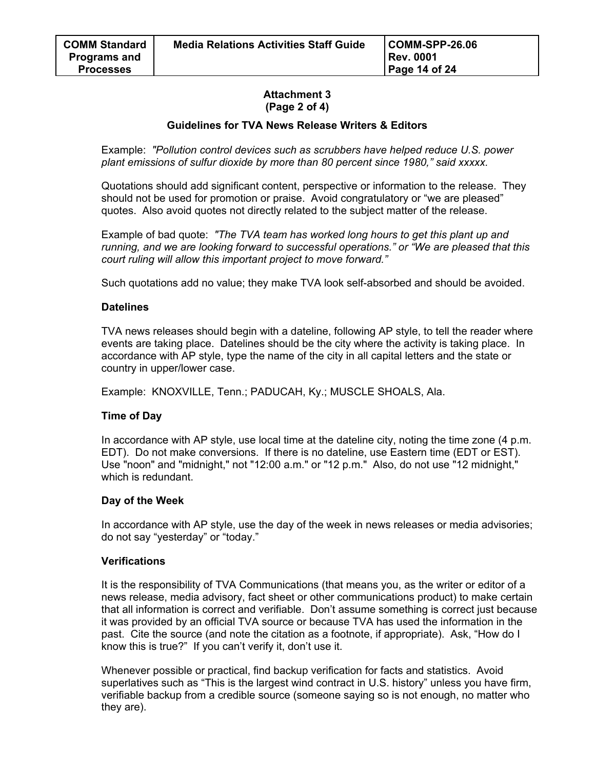Attachment 3
(Page 2 of 4)

**Guidelines for TVA News Release Writers & Editors**

Example: *"Pollution control devices such as scrubbers have helped reduce U.S. power plant emissions of sulfur dioxide by more than 80 percent since 1980," said xxxxx.*

Quotations should add significant content, perspective or information to the release. They should not be used for promotion or praise. Avoid congratulatory or "we are pleased" quotes. Also avoid quotes not directly related to the subject matter of the release.

Example of bad quote: *"The TVA team has worked long hours to get this plant up and running, and we are looking forward to successful operations." or "We are pleased that this court ruling will allow this important project to move forward."*

Such quotations add no value; they make TVA look self-absorbed and should be avoided.

### Datelines

TVA news releases should begin with a dateline, following AP style, to tell the reader where events are taking place. Datelines should be the city where the activity is taking place. In accordance with AP style, type the name of the city in all capital letters and the state or country in upper/lower case.

Example: KNOXVILLE, Tenn.; PADUCAH, Ky.; MUSCLE SHOALS, Ala.

### Time of Day

In accordance with AP style, use local time at the dateline city, noting the time zone (4 p.m. EDT). Do not make conversions. If there is no dateline, use Eastern time (EDT or EST). Use "noon" and "midnight," not "12:00 a.m." or "12 p.m." Also, do not use "12 midnight," which is redundant.

### Day of the Week

In accordance with AP style, use the day of the week in news releases or media advisories; do not say "yesterday" or "today."

### Verifications

It is the responsibility of TVA Communications (that means you, as the writer or editor of a news release, media advisory, fact sheet or other communications product) to make certain that all information is correct and verifiable. Don't assume something is correct just because it was provided by an official TVA source or because TVA has used the information in the past. Cite the source (and note the citation as a footnote, if appropriate). Ask, "How do I know this is true?" If you can't verify it, don't use it.

Whenever possible or practical, find backup verification for facts and statistics. Avoid superlatives such as "This is the largest wind contract in U.S. history" unless you have firm, verifiable backup from a credible source (someone saying so is not enough, no matter who they are).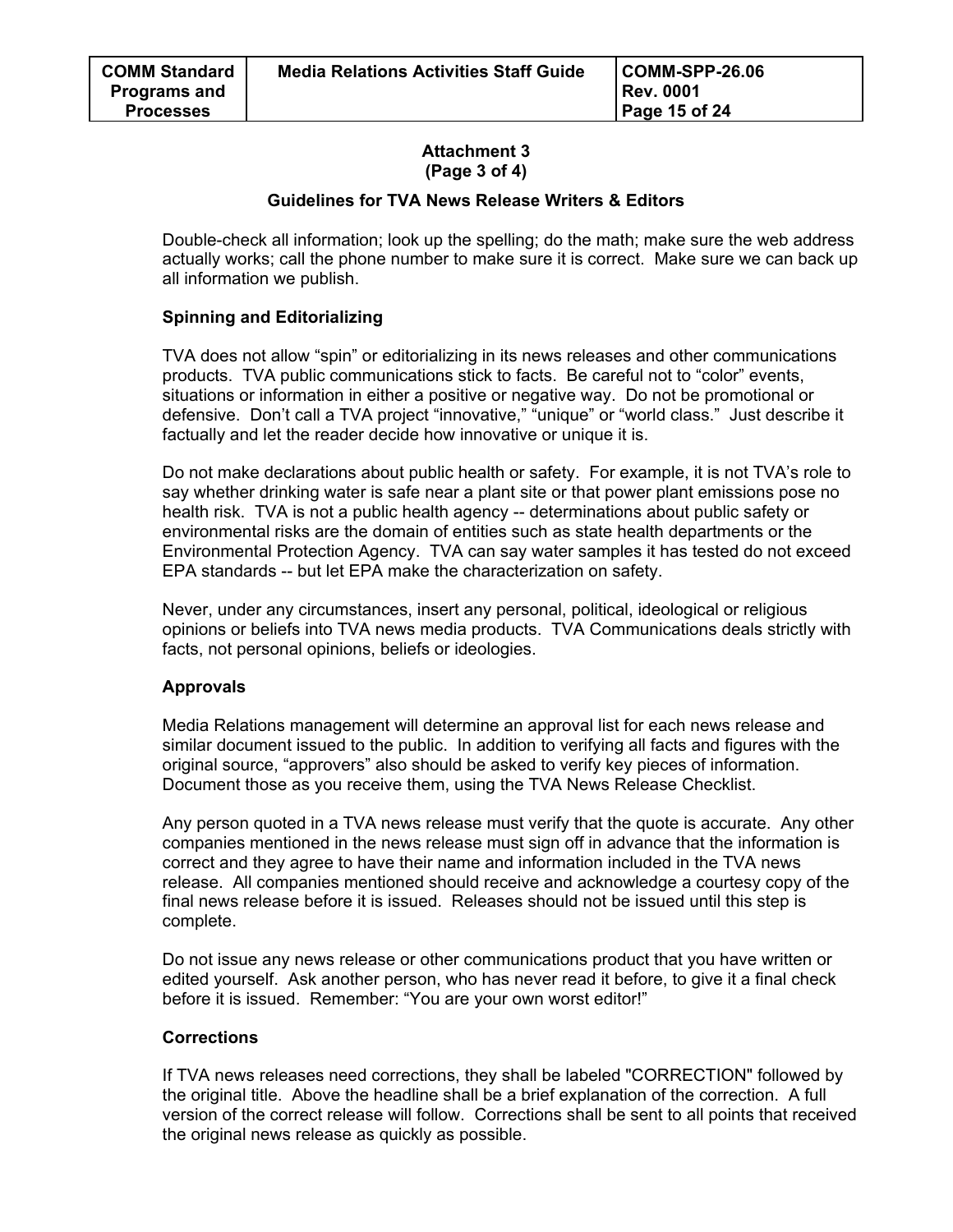**Attachment 3**
**(Page 3 of 4)**

**Guidelines for TVA News Release Writers & Editors**

Double-check all information; look up the spelling; do the math; make sure the web address actually works; call the phone number to make sure it is correct. Make sure we can back up all information we publish.

**Spinning and Editorializing**

TVA does not allow “spin” or editorializing in its news releases and other communications products. TVA public communications stick to facts. Be careful not to “color” events, situations or information in either a positive or negative way. Do not be promotional or defensive. Don’t call a TVA project “innovative,” “unique” or “world class.” Just describe it factually and let the reader decide how innovative or unique it is.

Do not make declarations about public health or safety. For example, it is not TVA’s role to say whether drinking water is safe near a plant site or that power plant emissions pose no health risk. TVA is not a public health agency -- determinations about public safety or environmental risks are the domain of entities such as state health departments or the Environmental Protection Agency. TVA can say water samples it has tested do not exceed EPA standards -- but let EPA make the characterization on safety.

Never, under any circumstances, insert any personal, political, ideological or religious opinions or beliefs into TVA news media products. TVA Communications deals strictly with facts, not personal opinions, beliefs or ideologies.

**Approvals**

Media Relations management will determine an approval list for each news release and similar document issued to the public. In addition to verifying all facts and figures with the original source, “approvers” also should be asked to verify key pieces of information. Document those as you receive them, using the TVA News Release Checklist.

Any person quoted in a TVA news release must verify that the quote is accurate. Any other companies mentioned in the news release must sign off in advance that the information is correct and they agree to have their name and information included in the TVA news release. All companies mentioned should receive and acknowledge a courtesy copy of the final news release before it is issued. Releases should not be issued until this step is complete.

Do not issue any news release or other communications product that you have written or edited yourself. Ask another person, who has never read it before, to give it a final check before it is issued. Remember: “You are your own worst editor!”

**Corrections**

If TVA news releases need corrections, they shall be labeled "CORRECTION" followed by the original title. Above the headline shall be a brief explanation of the correction. A full version of the correct release will follow. Corrections shall be sent to all points that received the original news release as quickly as possible.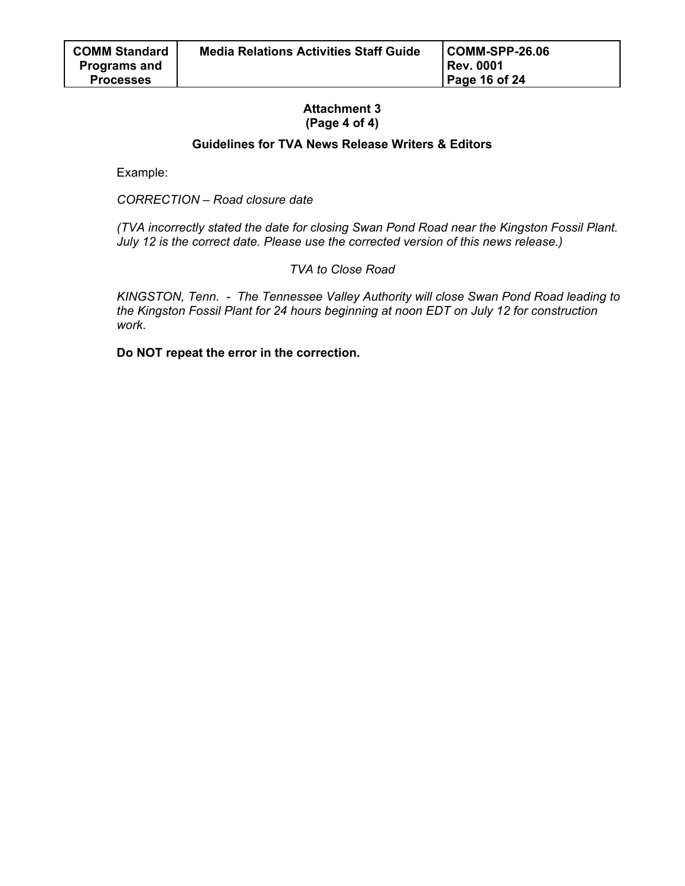**Attachment 3**
**(Page 4 of 4)**

**Guidelines for TVA News Release Writers & Editors**

Example:

*CORRECTION – Road closure date*

*(TVA incorrectly stated the date for closing Swan Pond Road near the Kingston Fossil Plant. July 12 is the correct date. Please use the corrected version of this news release.)*

*TVA to Close Road*

*KINGSTON, Tenn. - The Tennessee Valley Authority will close Swan Pond Road leading to the Kingston Fossil Plant for 24 hours beginning at noon EDT on July 12 for construction work*.

**Do NOT repeat the error in the correction.**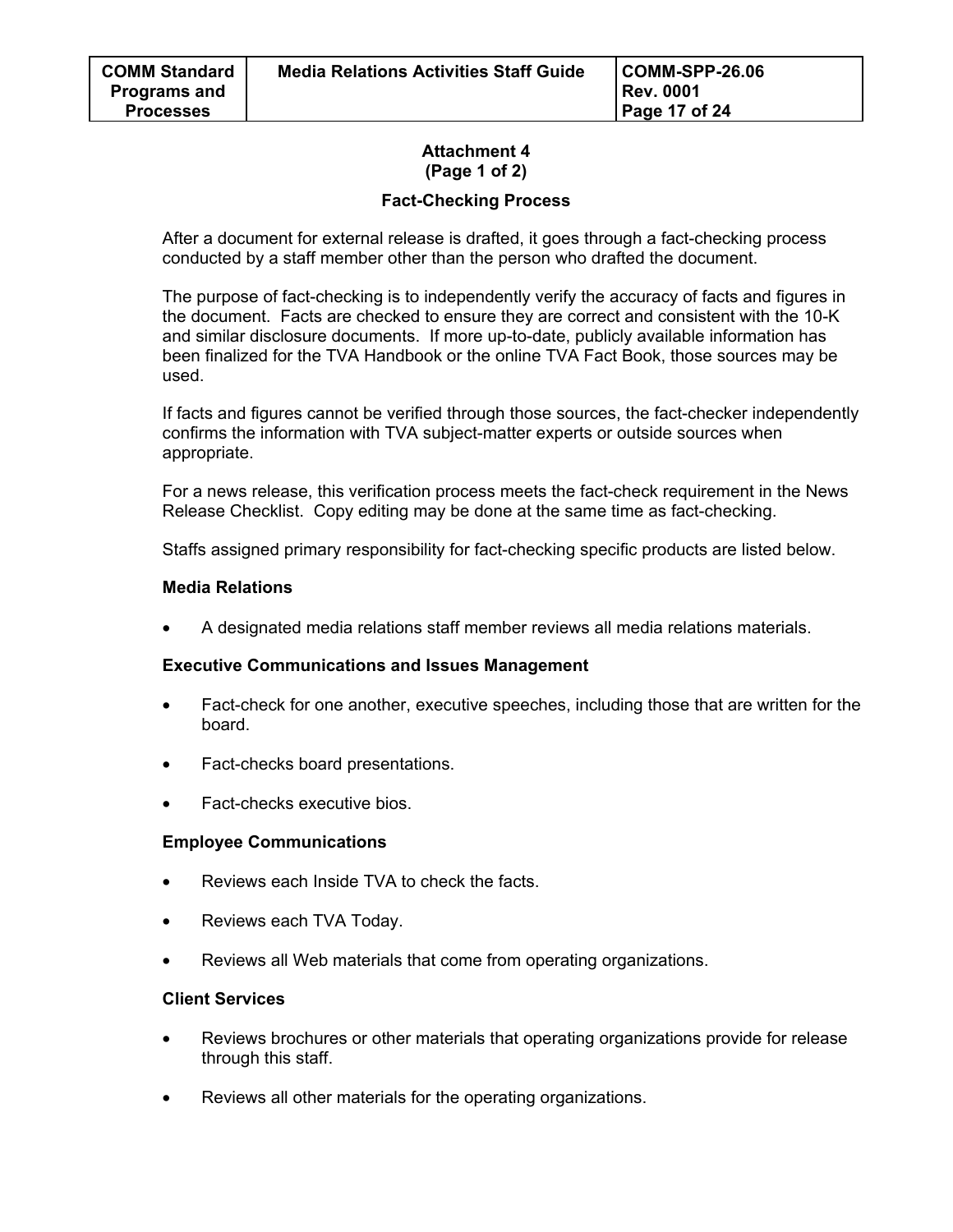**Attachment 4**
**(Page 1 of 2)**

**Fact-Checking Process**

After a document for external release is drafted, it goes through a fact-checking process conducted by a staff member other than the person who drafted the document.

The purpose of fact-checking is to independently verify the accuracy of facts and figures in the document. Facts are checked to ensure they are correct and consistent with the 10-K and similar disclosure documents. If more up-to-date, publicly available information has been finalized for the TVA Handbook or the online TVA Fact Book, those sources may be used.

If facts and figures cannot be verified through those sources, the fact-checker independently confirms the information with TVA subject-matter experts or outside sources when appropriate.

For a news release, this verification process meets the fact-check requirement in the News Release Checklist. Copy editing may be done at the same time as fact-checking.

Staffs assigned primary responsibility for fact-checking specific products are listed below.

**Media Relations**

- A designated media relations staff member reviews all media relations materials.

**Executive Communications and Issues Management**

- Fact-check for one another, executive speeches, including those that are written for the board.
- Fact-checks board presentations.
- Fact-checks executive bios.

**Employee Communications**

- Reviews each Inside TVA to check the facts.
- Reviews each TVA Today.
- Reviews all Web materials that come from operating organizations.

**Client Services**

- Reviews brochures or other materials that operating organizations provide for release through this staff.
- Reviews all other materials for the operating organizations.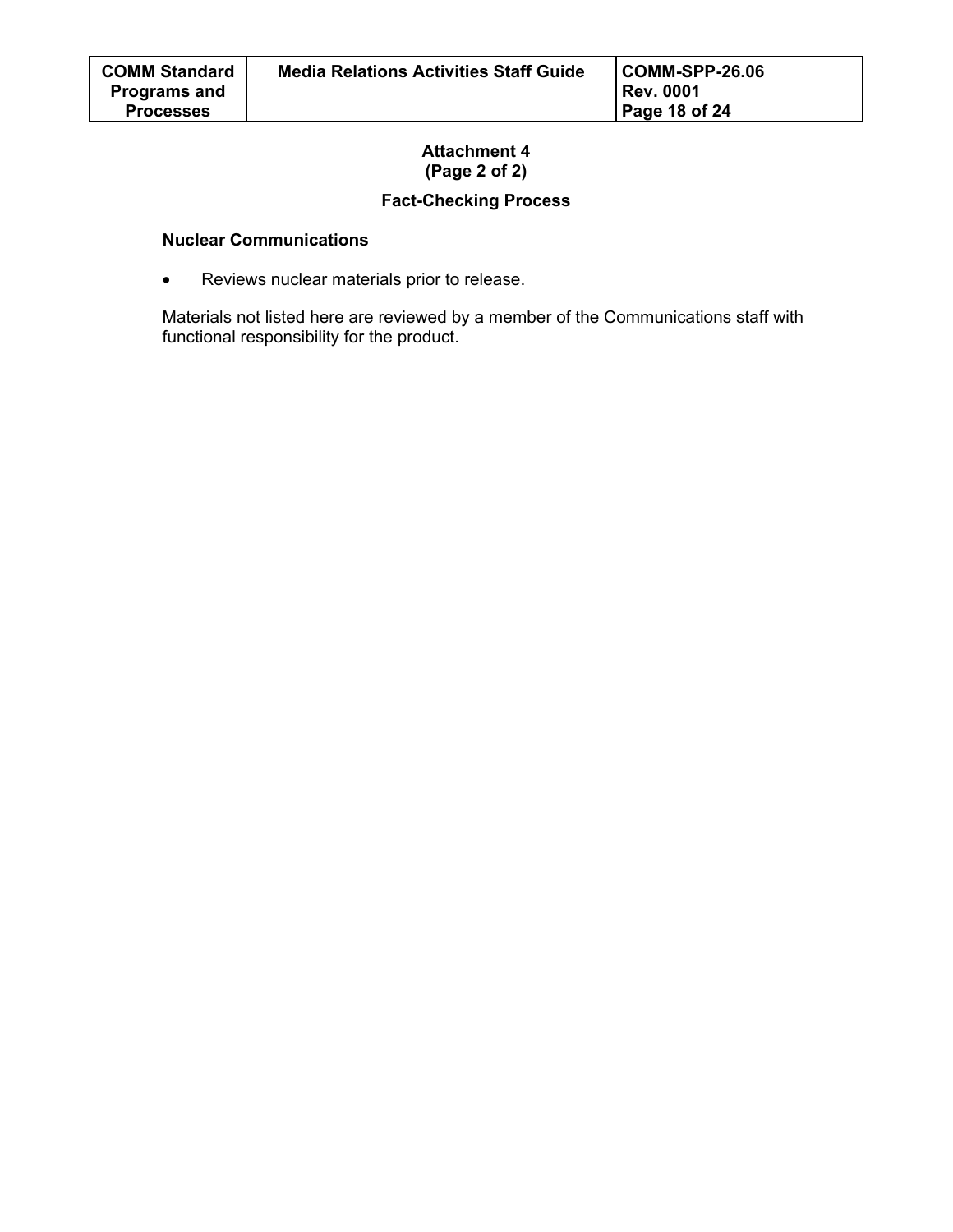**Attachment 4**
**(Page 2 of 2)**

## Fact-Checking Process

### Nuclear Communications

- Reviews nuclear materials prior to release.

Materials not listed here are reviewed by a member of the Communications staff with functional responsibility for the product.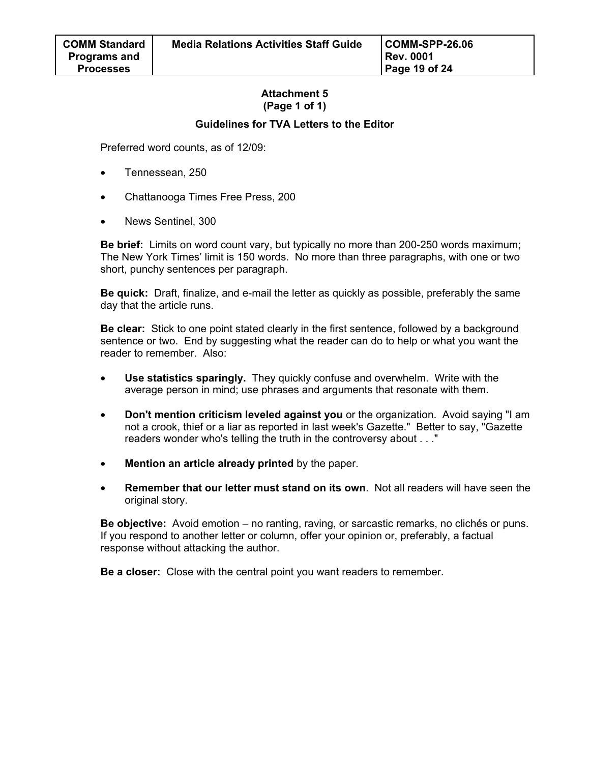## Attachment 5
### (Page 1 of 1)

### Guidelines for TVA Letters to the Editor

Preferred word counts, as of 12/09:

- Tennessean, 250
- Chattanooga Times Free Press, 200
- News Sentinel, 300

**Be brief:** Limits on word count vary, but typically no more than 200-250 words maximum; The New York Times' limit is 150 words. No more than three paragraphs, with one or two short, punchy sentences per paragraph.

**Be quick:** Draft, finalize, and e-mail the letter as quickly as possible, preferably the same day that the article runs.

**Be clear:** Stick to one point stated clearly in the first sentence, followed by a background sentence or two. End by suggesting what the reader can do to help or what you want the reader to remember. Also:

- **Use statistics sparingly.** They quickly confuse and overwhelm. Write with the average person in mind; use phrases and arguments that resonate with them.
- **Don't mention criticism leveled against you** or the organization. Avoid saying "I am not a crook, thief or a liar as reported in last week's Gazette." Better to say, "Gazette readers wonder who's telling the truth in the controversy about . . ."
- **Mention an article already printed** by the paper.
- **Remember that our letter must stand on its own**. Not all readers will have seen the original story.

**Be objective:** Avoid emotion – no ranting, raving, or sarcastic remarks, no clichés or puns. If you respond to another letter or column, offer your opinion or, preferably, a factual response without attacking the author.

**Be a closer:** Close with the central point you want readers to remember.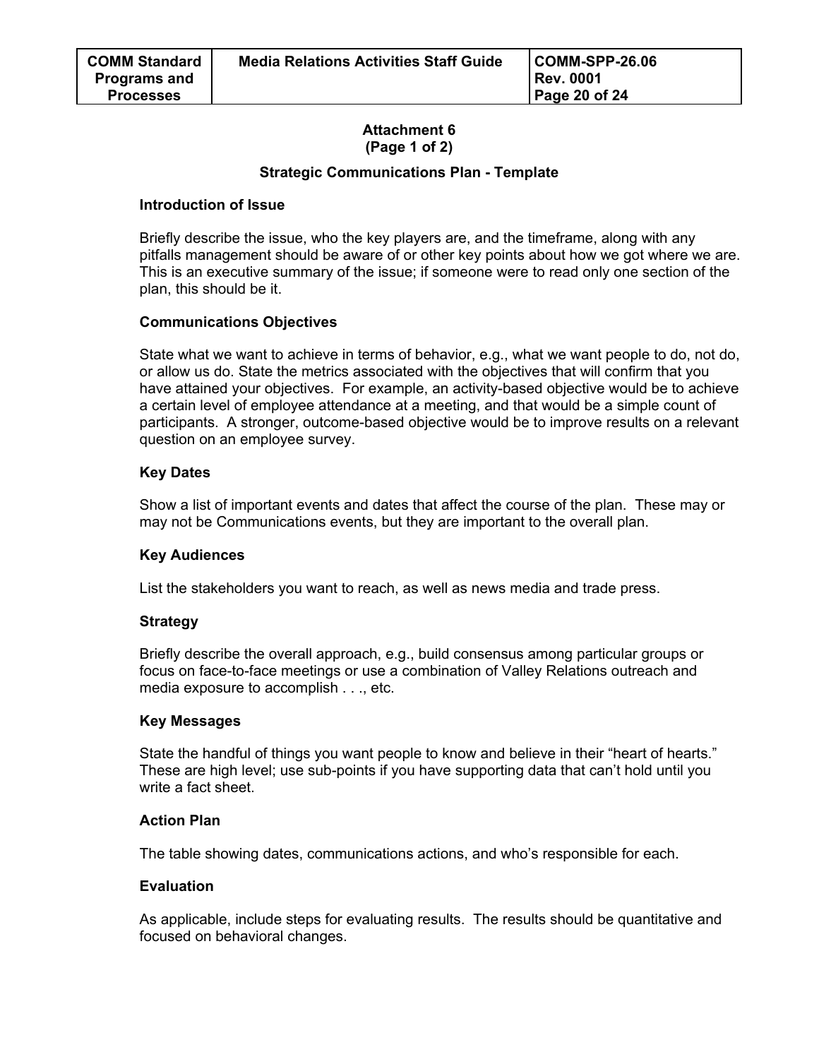## Attachment 6
**(Page 1 of 2)**

### Strategic Communications Plan - Template

**Introduction of Issue**

Briefly describe the issue, who the key players are, and the timeframe, along with any pitfalls management should be aware of or other key points about how we got where we are. This is an executive summary of the issue; if someone were to read only one section of the plan, this should be it.

**Communications Objectives**

State what we want to achieve in terms of behavior, e.g., what we want people to do, not do, or allow us do. State the metrics associated with the objectives that will confirm that you have attained your objectives. For example, an activity-based objective would be to achieve a certain level of employee attendance at a meeting, and that would be a simple count of participants. A stronger, outcome-based objective would be to improve results on a relevant question on an employee survey.

**Key Dates**

Show a list of important events and dates that affect the course of the plan. These may or may not be Communications events, but they are important to the overall plan.

**Key Audiences**

List the stakeholders you want to reach, as well as news media and trade press.

**Strategy**

Briefly describe the overall approach, e.g., build consensus among particular groups or focus on face-to-face meetings or use a combination of Valley Relations outreach and media exposure to accomplish . . ., etc.

**Key Messages**

State the handful of things you want people to know and believe in their "heart of hearts." These are high level; use sub-points if you have supporting data that can't hold until you write a fact sheet.

**Action Plan**

The table showing dates, communications actions, and who's responsible for each.

**Evaluation**

As applicable, include steps for evaluating results. The results should be quantitative and focused on behavioral changes.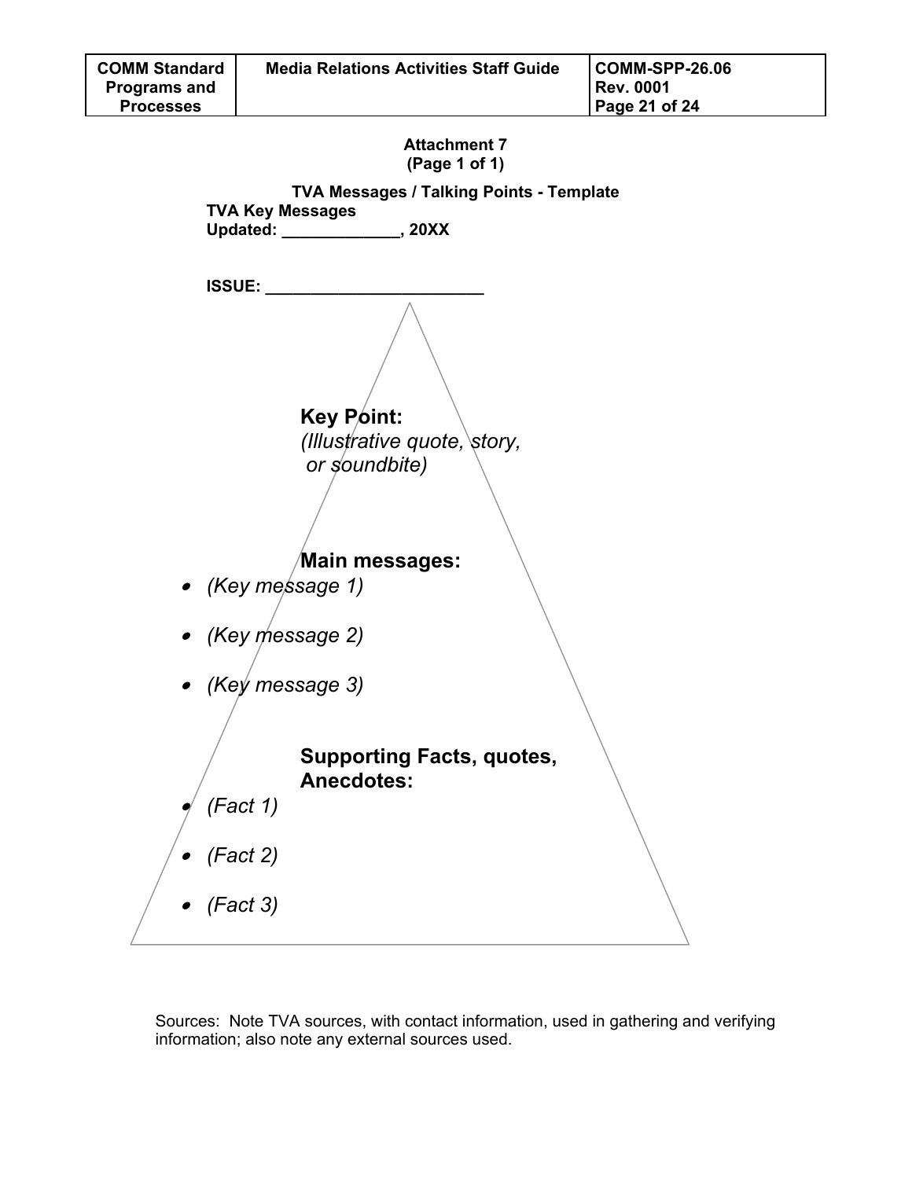Attachment 7
(Page 1 of 1)

### TVA Messages / Talking Points - Template

**TVA Key Messages**
**Updated: _____________, 20XX**

**ISSUE: ________________________**

**Key Point:**
*(Illustrative quote, story, or soundbite)*

**Main messages:**

- *(Key message 1)*
- *(Key message 2)*
- *(Key message 3)*

**Supporting Facts, quotes, Anecdotes:**

- *(Fact 1)*
- *(Fact 2)*
- *(Fact 3)*

Sources: Note TVA sources, with contact information, used in gathering and verifying information; also note any external sources used.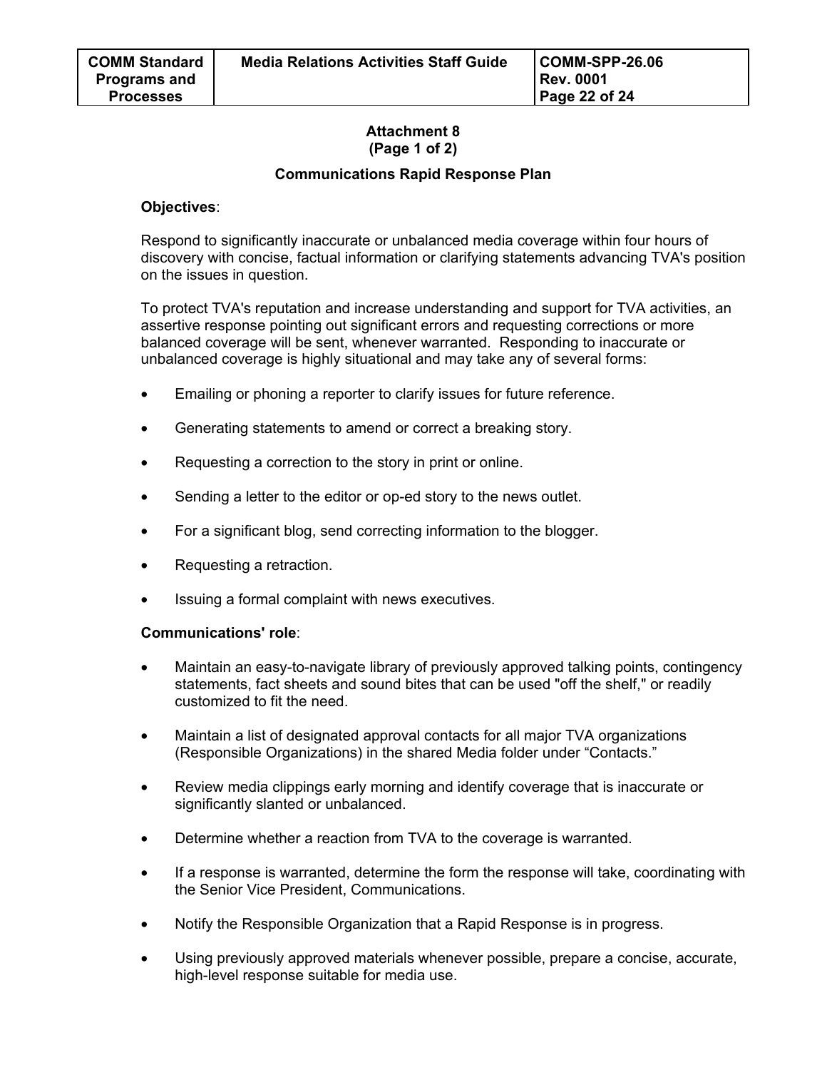**Attachment 8**
**(Page 1 of 2)**

**Communications Rapid Response Plan**

**Objectives**:

Respond to significantly inaccurate or unbalanced media coverage within four hours of discovery with concise, factual information or clarifying statements advancing TVA's position on the issues in question.

To protect TVA's reputation and increase understanding and support for TVA activities, an assertive response pointing out significant errors and requesting corrections or more balanced coverage will be sent, whenever warranted. Responding to inaccurate or unbalanced coverage is highly situational and may take any of several forms:

- Emailing or phoning a reporter to clarify issues for future reference.
- Generating statements to amend or correct a breaking story.
- Requesting a correction to the story in print or online.
- Sending a letter to the editor or op-ed story to the news outlet.
- For a significant blog, send correcting information to the blogger.
- Requesting a retraction.
- Issuing a formal complaint with news executives.

**Communications' role**:

- Maintain an easy-to-navigate library of previously approved talking points, contingency statements, fact sheets and sound bites that can be used "off the shelf," or readily customized to fit the need.
- Maintain a list of designated approval contacts for all major TVA organizations (Responsible Organizations) in the shared Media folder under "Contacts."
- Review media clippings early morning and identify coverage that is inaccurate or significantly slanted or unbalanced.
- Determine whether a reaction from TVA to the coverage is warranted.
- If a response is warranted, determine the form the response will take, coordinating with the Senior Vice President, Communications.
- Notify the Responsible Organization that a Rapid Response is in progress.
- Using previously approved materials whenever possible, prepare a concise, accurate, high-level response suitable for media use.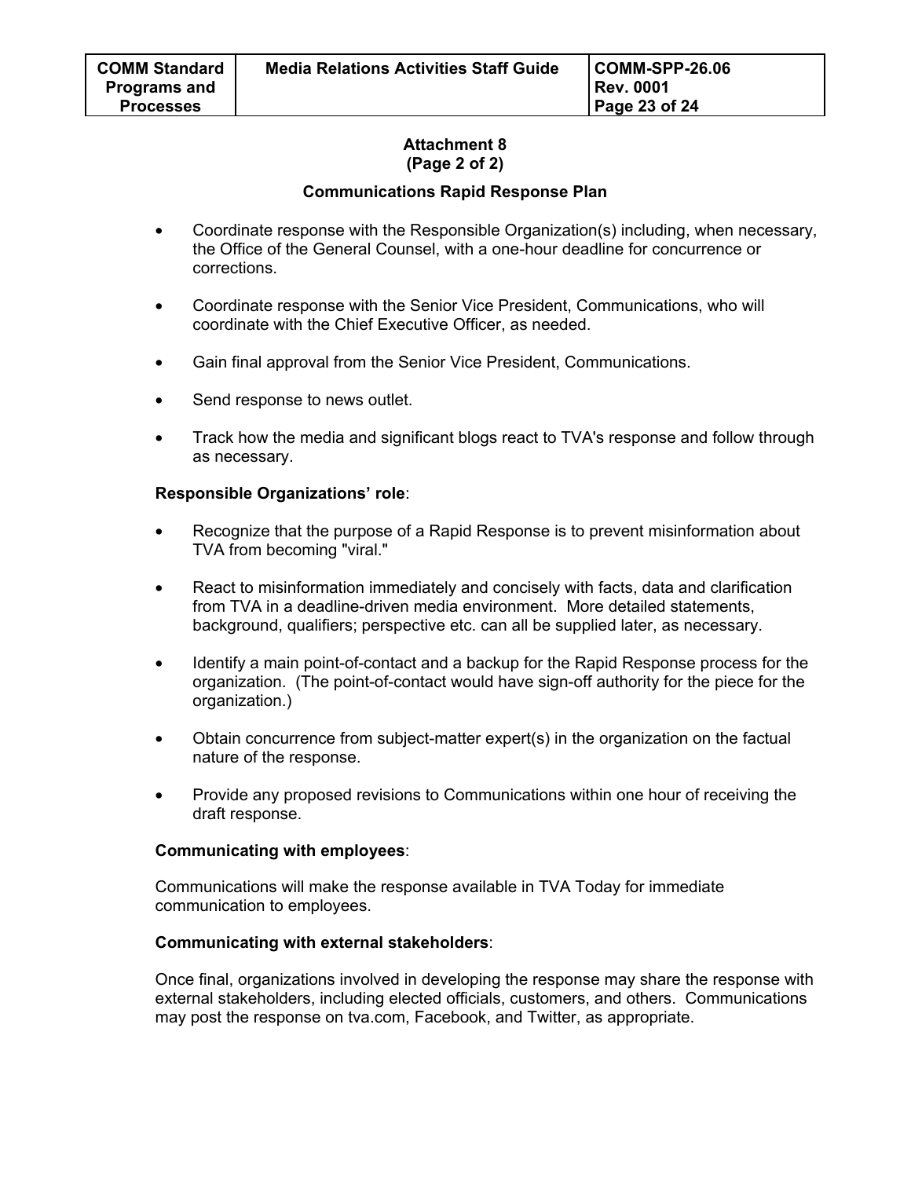**Attachment 8**
**(Page 2 of 2)**

**Communications Rapid Response Plan**

- Coordinate response with the Responsible Organization(s) including, when necessary, the Office of the General Counsel, with a one-hour deadline for concurrence or corrections.
- Coordinate response with the Senior Vice President, Communications, who will coordinate with the Chief Executive Officer, as needed.
- Gain final approval from the Senior Vice President, Communications.
- Send response to news outlet.
- Track how the media and significant blogs react to TVA's response and follow through as necessary.

**Responsible Organizations' role**:

- Recognize that the purpose of a Rapid Response is to prevent misinformation about TVA from becoming "viral."
- React to misinformation immediately and concisely with facts, data and clarification from TVA in a deadline-driven media environment. More detailed statements, background, qualifiers; perspective etc. can all be supplied later, as necessary.
- Identify a main point-of-contact and a backup for the Rapid Response process for the organization. (The point-of-contact would have sign-off authority for the piece for the organization.)
- Obtain concurrence from subject-matter expert(s) in the organization on the factual nature of the response.
- Provide any proposed revisions to Communications within one hour of receiving the draft response.

**Communicating with employees**:

Communications will make the response available in TVA Today for immediate communication to employees.

**Communicating with external stakeholders**:

Once final, organizations involved in developing the response may share the response with external stakeholders, including elected officials, customers, and others. Communications may post the response on tva.com, Facebook, and Twitter, as appropriate.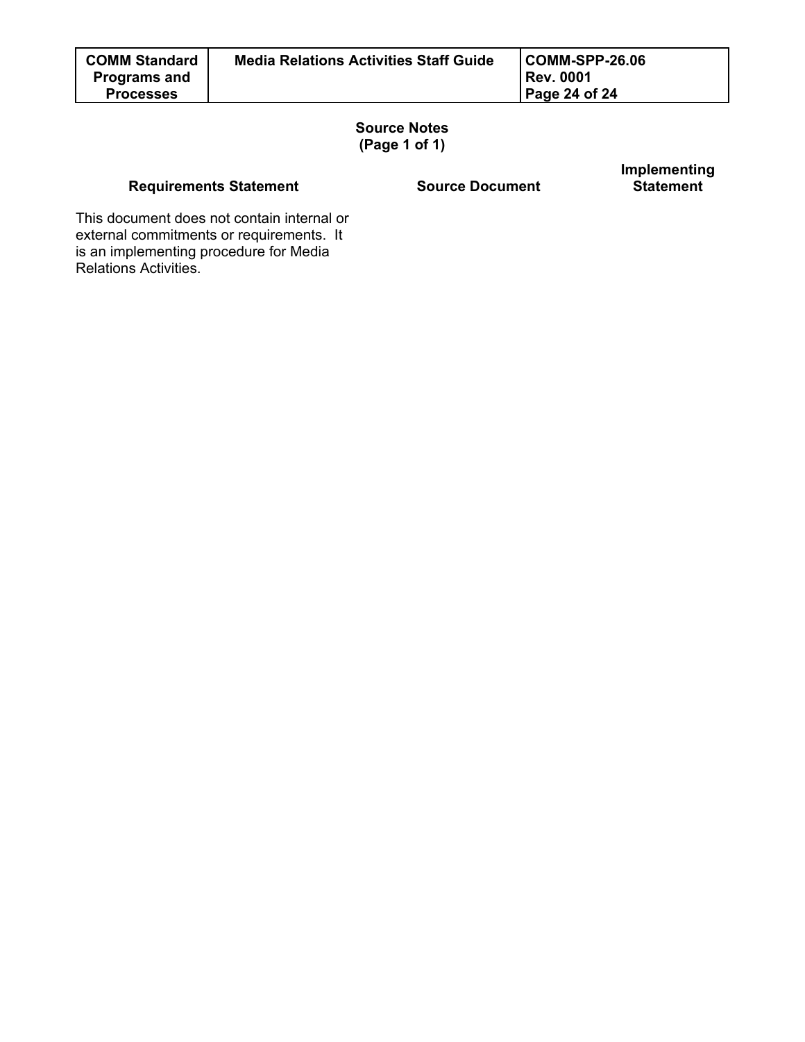## Source Notes
**(Page 1 of 1)**

| Requirements Statement | Source Document | Implementing Statement |
|---|---|---|
| This document does not contain internal or external commitments or requirements. It is an implementing procedure for Media Relations Activities. | | |